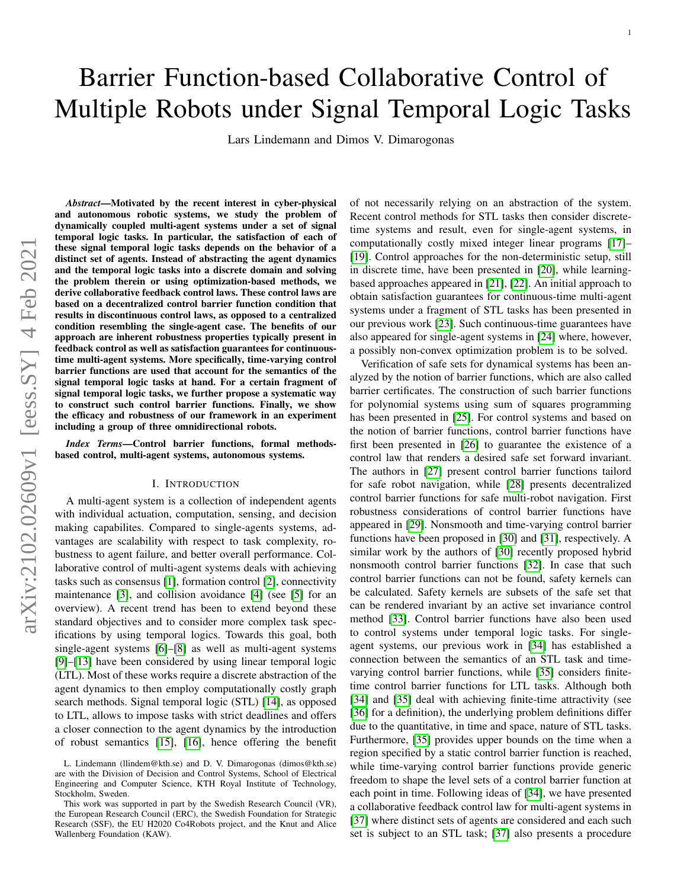# Barrier Function-based Collaborative Control of Multiple Robots under Signal Temporal Logic Tasks

Lars Lindemann and Dimos V. Dimarogonas

***Abstract*—Motivated by the recent interest in cyber-physical and autonomous robotic systems, we study the problem of dynamically coupled multi-agent systems under a set of signal temporal logic tasks. In particular, the satisfaction of each of these signal temporal logic tasks depends on the behavior of a distinct set of agents. Instead of abstracting the agent dynamics and the temporal logic tasks into a discrete domain and solving the problem therein or using optimization-based methods, we derive collaborative feedback control laws. These control laws are based on a decentralized control barrier function condition that results in discontinuous control laws, as opposed to a centralized condition resembling the single-agent case. The benefits of our approach are inherent robustness properties typically present in feedback control as well as satisfaction guarantees for continuous-time multi-agent systems. More specifically, time-varying control barrier functions are used that account for the semantics of the signal temporal logic tasks at hand. For a certain fragment of signal temporal logic tasks, we further propose a systematic way to construct such control barrier functions. Finally, we show the efficacy and robustness of our framework in an experiment including a group of three omnidirectional robots.**

***Index Terms*—Control barrier functions, formal methods-based control, multi-agent systems, autonomous systems.**

## I. Introduction

A multi-agent system is a collection of independent agents with individual actuation, computation, sensing, and decision making capabilites. Compared to single-agents systems, advantages are scalability with respect to task complexity, robustness to agent failure, and better overall performance. Collaborative control of multi-agent systems deals with achieving tasks such as consensus [1], formation control [2], connectivity maintenance [3], and collision avoidance [4] (see [5] for an overview). A recent trend has been to extend beyond these standard objectives and to consider more complex task specifications by using temporal logics. Towards this goal, both single-agent systems [6]–[8] as well as multi-agent systems [9]–[13] have been considered by using linear temporal logic (LTL). Most of these works require a discrete abstraction of the agent dynamics to then employ computationally costly graph search methods. Signal temporal logic (STL) [14], as opposed to LTL, allows to impose tasks with strict deadlines and offers a closer connection to the agent dynamics by the introduction of robust semantics [15], [16], hence offering the benefit of not necessarily relying on an abstraction of the system. Recent control methods for STL tasks then consider discrete-time systems and result, even for single-agent systems, in computationally costly mixed integer linear programs [17]–[19]. Control approaches for the non-deterministic setup, still in discrete time, have been presented in [20], while learning-based approaches appeared in [21], [22]. An initial approach to obtain satisfaction guarantees for continuous-time multi-agent systems under a fragment of STL tasks has been presented in our previous work [23]. Such continuous-time guarantees have also appeared for single-agent systems in [24] where, however, a possibly non-convex optimization problem is to be solved.

Verification of safe sets for dynamical systems has been analyzed by the notion of barrier functions, which are also called barrier certificates. The construction of such barrier functions for polynomial systems using sum of squares programming has been presented in [25]. For control systems and based on the notion of barrier functions, control barrier functions have first been presented in [26] to guarantee the existence of a control law that renders a desired safe set forward invariant. The authors in [27] present control barrier functions tailord for safe robot navigation, while [28] presents decentralized control barrier functions for safe multi-robot navigation. First robustness considerations of control barrier functions have appeared in [29]. Nonsmooth and time-varying control barrier functions have been proposed in [30] and [31], respectively. A similar work by the authors of [30] recently proposed hybrid nonsmooth control barrier functions [32]. In case that such control barrier functions can not be found, safety kernels can be calculated. Safety kernels are subsets of the safe set that can be rendered invariant by an active set invariance control method [33]. Control barrier functions have also been used to control systems under temporal logic tasks. For single-agent systems, our previous work in [34] has established a connection between the semantics of an STL task and time-varying control barrier functions, while [35] considers finite-time control barrier functions for LTL tasks. Although both [34] and [35] deal with achieving finite-time attractivity (see [36] for a definition), the underlying problem definitions differ due to the quantitative, in time and space, nature of STL tasks. Furthermore, [35] provides upper bounds on the time when a region specified by a static control barrier function is reached, while time-varying control barrier functions provide generic freedom to shape the level sets of a control barrier function at each point in time. Following ideas of [34], we have presented a collaborative feedback control law for multi-agent systems in [37] where distinct sets of agents are considered and each such set is subject to an STL task; [37] also presents a procedure

L. Lindemann (llindem@kth.se) and D. V. Dimarogonas (dimos@kth.se) are with the Division of Decision and Control Systems, School of Electrical Engineering and Computer Science, KTH Royal Institute of Technology, Stockholm, Sweden.

This work was supported in part by the Swedish Research Council (VR), the European Research Council (ERC), the Swedish Foundation for Strategic Research (SSF), the EU H2020 Co4Robots project, and the Knut and Alice Wallenberg Foundation (KAW).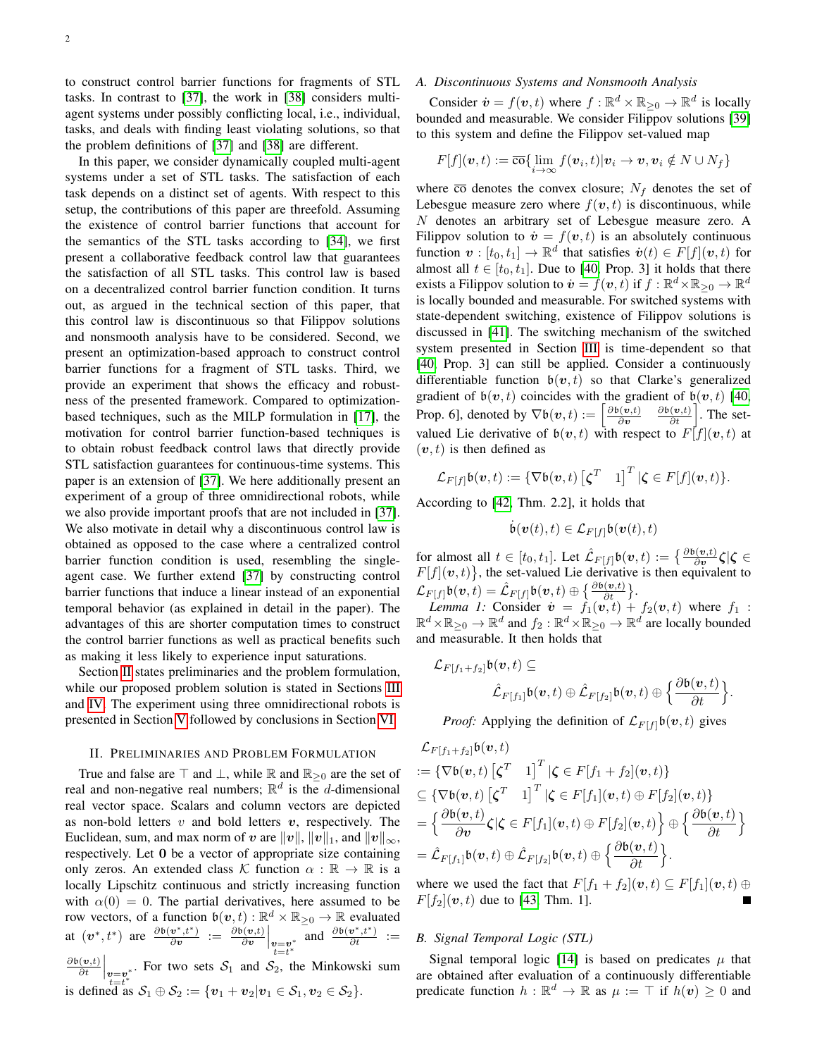to construct control barrier functions for fragments of STL tasks. In contrast to [37], the work in [38] considers multi-agent systems under possibly conflicting local, i.e., individual, tasks, and deals with finding least violating solutions, so that the problem definitions of [37] and [38] are different.

In this paper, we consider dynamically coupled multi-agent systems under a set of STL tasks. The satisfaction of each task depends on a distinct set of agents. With respect to this setup, the contributions of this paper are threefold. Assuming the existence of control barrier functions that account for the semantics of the STL tasks according to [34], we first present a collaborative feedback control law that guarantees the satisfaction of all STL tasks. This control law is based on a decentralized control barrier function condition. It turns out, as argued in the technical section of this paper, that this control law is discontinuous so that Filippov solutions and nonsmooth analysis have to be considered. Second, we present an optimization-based approach to construct control barrier functions for a fragment of STL tasks. Third, we provide an experiment that shows the efficacy and robustness of the presented framework. Compared to optimization-based techniques, such as the MILP formulation in [17], the motivation for control barrier function-based techniques is to obtain robust feedback control laws that directly provide STL satisfaction guarantees for continuous-time systems. This paper is an extension of [37]. We here additionally present an experiment of a group of three omnidirectional robots, while we also provide important proofs that are not included in [37]. We also motivate in detail why a discontinuous control law is obtained as opposed to the case where a centralized control barrier function condition is used, resembling the single-agent case. We further extend [37] by constructing control barrier functions that induce a linear instead of an exponential temporal behavior (as explained in detail in the paper). The advantages of this are shorter computation times to construct the control barrier functions as well as practical benefits such as making it less likely to experience input saturations.

Section II states preliminaries and the problem formulation, while our proposed problem solution is stated in Sections III and IV. The experiment using three omnidirectional robots is presented in Section V followed by conclusions in Section VI.

## II. Preliminaries and Problem Formulation

True and false are $\top$ and $\bot$, while $\mathbb{R}$ and $\mathbb{R}_{\geq 0}$ are the set of real and non-negative real numbers; $\mathbb{R}^d$ is the $d$-dimensional real vector space. Scalars and column vectors are depicted as non-bold letters $v$ and bold letters $\boldsymbol{v}$, respectively. The Euclidean, sum, and max norm of $\boldsymbol{v}$ are $\|\boldsymbol{v}\|$, $\|\boldsymbol{v}\|_1$, and $\|\boldsymbol{v}\|_\infty$, respectively. Let $\boldsymbol{0}$ be a vector of appropriate size containing only zeros. An extended class $\mathcal{K}$ function $\alpha : \mathbb{R} \to \mathbb{R}$ is a locally Lipschitz continuous and strictly increasing function with $\alpha(0) = 0$. The partial derivatives, here assumed to be row vectors, of a function $\mathfrak{b}(\boldsymbol{v}, t) : \mathbb{R}^d \times \mathbb{R}_{\geq 0} \to \mathbb{R}$ evaluated at $(\boldsymbol{v}^*, t^*)$ are $\frac{\partial \mathfrak{b}(\boldsymbol{v}^*, t^*)}{\partial \boldsymbol{v}} := \frac{\partial \mathfrak{b}(\boldsymbol{v}, t)}{\partial \boldsymbol{v}}\Big|_{\substack{\boldsymbol{v}=\boldsymbol{v}^* \\ t=t^*}}$ and $\frac{\partial \mathfrak{b}(\boldsymbol{v}^*, t^*)}{\partial t} := \frac{\partial \mathfrak{b}(\boldsymbol{v}, t)}{\partial t}\Big|_{\substack{\boldsymbol{v}=\boldsymbol{v}^* \\ t=t^*}}$. For two sets $\mathcal{S}_1$ and $\mathcal{S}_2$, the Minkowski sum is defined as $\mathcal{S}_1 \oplus \mathcal{S}_2 := \{\boldsymbol{v}_1 + \boldsymbol{v}_2 | \boldsymbol{v}_1 \in \mathcal{S}_1, \boldsymbol{v}_2 \in \mathcal{S}_2\}$.

### A. Discontinuous Systems and Nonsmooth Analysis

Consider $\dot{\boldsymbol{v}} = f(\boldsymbol{v}, t)$ where $f : \mathbb{R}^d \times \mathbb{R}_{\geq 0} \to \mathbb{R}^d$ is locally bounded and measurable. We consider Filippov solutions [39] to this system and define the Filippov set-valued map

$$F[f](\boldsymbol{v}, t) := \overline{\text{co}}\{\lim_{i \to \infty} f(\boldsymbol{v}_i, t) | \boldsymbol{v}_i \to \boldsymbol{v}, \boldsymbol{v}_i \notin N \cup N_f\}$$

where $\overline{\text{co}}$ denotes the convex closure; $N_f$ denotes the set of Lebesgue measure zero where $f(\boldsymbol{v}, t)$ is discontinuous, while $N$ denotes an arbitrary set of Lebesgue measure zero. A Filippov solution to $\dot{\boldsymbol{v}} = f(\boldsymbol{v}, t)$ is an absolutely continuous function $\boldsymbol{v} : [t_0, t_1] \to \mathbb{R}^d$ that satisfies $\dot{\boldsymbol{v}}(t) \in F[f](\boldsymbol{v}, t)$ for almost all $t \in [t_0, t_1]$. Due to [40, Prop. 3] it holds that there exists a Filippov solution to $\dot{\boldsymbol{v}} = f(\boldsymbol{v}, t)$ if $f : \mathbb{R}^d \times \mathbb{R}_{\geq 0} \to \mathbb{R}^d$ is locally bounded and measurable. For switched systems with state-dependent switching, existence of Filippov solutions is discussed in [41]. The switching mechanism of the switched system presented in Section III is time-dependent so that [40, Prop. 3] can still be applied. Consider a continuously differentiable function $\mathfrak{b}(\boldsymbol{v}, t)$ so that Clarke's generalized gradient of $\mathfrak{b}(\boldsymbol{v}, t)$ coincides with the gradient of $\mathfrak{b}(\boldsymbol{v}, t)$ [40, Prop. 6], denoted by $\nabla \mathfrak{b}(\boldsymbol{v}, t) := \begin{bmatrix} \frac{\partial \mathfrak{b}(\boldsymbol{v}, t)}{\partial \boldsymbol{v}} & \frac{\partial \mathfrak{b}(\boldsymbol{v}, t)}{\partial t} \end{bmatrix}$. The set-valued Lie derivative of $\mathfrak{b}(\boldsymbol{v}, t)$ with respect to $F[f](\boldsymbol{v}, t)$ at $(\boldsymbol{v}, t)$ is then defined as

$$\mathcal{L}_{F[f]} \mathfrak{b}(\boldsymbol{v}, t) := \{\nabla \mathfrak{b}(\boldsymbol{v}, t) \begin{bmatrix} \boldsymbol{\zeta}^T & 1 \end{bmatrix}^T | \boldsymbol{\zeta} \in F[f](\boldsymbol{v}, t)\}.$$

According to [42, Thm. 2.2], it holds that

$$\dot{\mathfrak{b}}(\boldsymbol{v}(t), t) \in \mathcal{L}_{F[f]} \mathfrak{b}(\boldsymbol{v}(t), t)$$

for almost all $t \in [t_0, t_1]$. Let $\hat{\mathcal{L}}_{F[f]} \mathfrak{b}(\boldsymbol{v}, t) := \big\{\frac{\partial \mathfrak{b}(\boldsymbol{v}, t)}{\partial \boldsymbol{v}} \boldsymbol{\zeta} | \boldsymbol{\zeta} \in F[f](\boldsymbol{v}, t)\big\}$, the set-valued Lie derivative is then equivalent to $\mathcal{L}_{F[f]} \mathfrak{b}(\boldsymbol{v}, t) = \hat{\mathcal{L}}_{F[f]} \mathfrak{b}(\boldsymbol{v}, t) \oplus \big\{\frac{\partial \mathfrak{b}(\boldsymbol{v}, t)}{\partial t}\big\}$.

*Lemma 1:* Consider $\dot{\boldsymbol{v}} = f_1(\boldsymbol{v}, t) + f_2(\boldsymbol{v}, t)$ where $f_1 : \mathbb{R}^d \times \mathbb{R}_{\geq 0} \to \mathbb{R}^d$ and $f_2 : \mathbb{R}^d \times \mathbb{R}_{\geq 0} \to \mathbb{R}^d$ are locally bounded and measurable. It then holds that

$$\mathcal{L}_{F[f_1 + f_2]} \mathfrak{b}(\boldsymbol{v}, t) \subseteq \hat{\mathcal{L}}_{F[f_1]} \mathfrak{b}(\boldsymbol{v}, t) \oplus \hat{\mathcal{L}}_{F[f_2]} \mathfrak{b}(\boldsymbol{v}, t) \oplus \Big\{\frac{\partial \mathfrak{b}(\boldsymbol{v}, t)}{\partial t}\Big\}.$$

*Proof:* Applying the definition of $\mathcal{L}_{F[f]} \mathfrak{b}(\boldsymbol{v}, t)$ gives

$$\begin{aligned}
&\mathcal{L}_{F[f_1+f_2]} \mathfrak{b}(\boldsymbol{v}, t) \\
&:= \{\nabla \mathfrak{b}(\boldsymbol{v}, t) \begin{bmatrix} \boldsymbol{\zeta}^T & 1 \end{bmatrix}^T | \boldsymbol{\zeta} \in F[f_1 + f_2](\boldsymbol{v}, t)\} \\
&\subseteq \{\nabla \mathfrak{b}(\boldsymbol{v}, t) \begin{bmatrix} \boldsymbol{\zeta}^T & 1 \end{bmatrix}^T | \boldsymbol{\zeta} \in F[f_1](\boldsymbol{v}, t) \oplus F[f_2](\boldsymbol{v}, t)\} \\
&= \Big\{\frac{\partial \mathfrak{b}(\boldsymbol{v}, t)}{\partial \boldsymbol{v}} \boldsymbol{\zeta} | \boldsymbol{\zeta} \in F[f_1](\boldsymbol{v}, t) \oplus F[f_2](\boldsymbol{v}, t)\Big\} \oplus \Big\{\frac{\partial \mathfrak{b}(\boldsymbol{v}, t)}{\partial t}\Big\} \\
&= \hat{\mathcal{L}}_{F[f_1]} \mathfrak{b}(\boldsymbol{v}, t) \oplus \hat{\mathcal{L}}_{F[f_2]} \mathfrak{b}(\boldsymbol{v}, t) \oplus \Big\{\frac{\partial \mathfrak{b}(\boldsymbol{v}, t)}{\partial t}\Big\}.
\end{aligned}$$

where we used the fact that $F[f_1 + f_2](\boldsymbol{v}, t) \subseteq F[f_1](\boldsymbol{v}, t) \oplus F[f_2](\boldsymbol{v}, t)$ due to [43, Thm. 1]. ∎

### B. Signal Temporal Logic (STL)

Signal temporal logic [14] is based on predicates $\mu$ that are obtained after evaluation of a continuously differentiable predicate function $h : \mathbb{R}^d \to \mathbb{R}$ as $\mu := \top$ if $h(\boldsymbol{v}) \geq 0$ and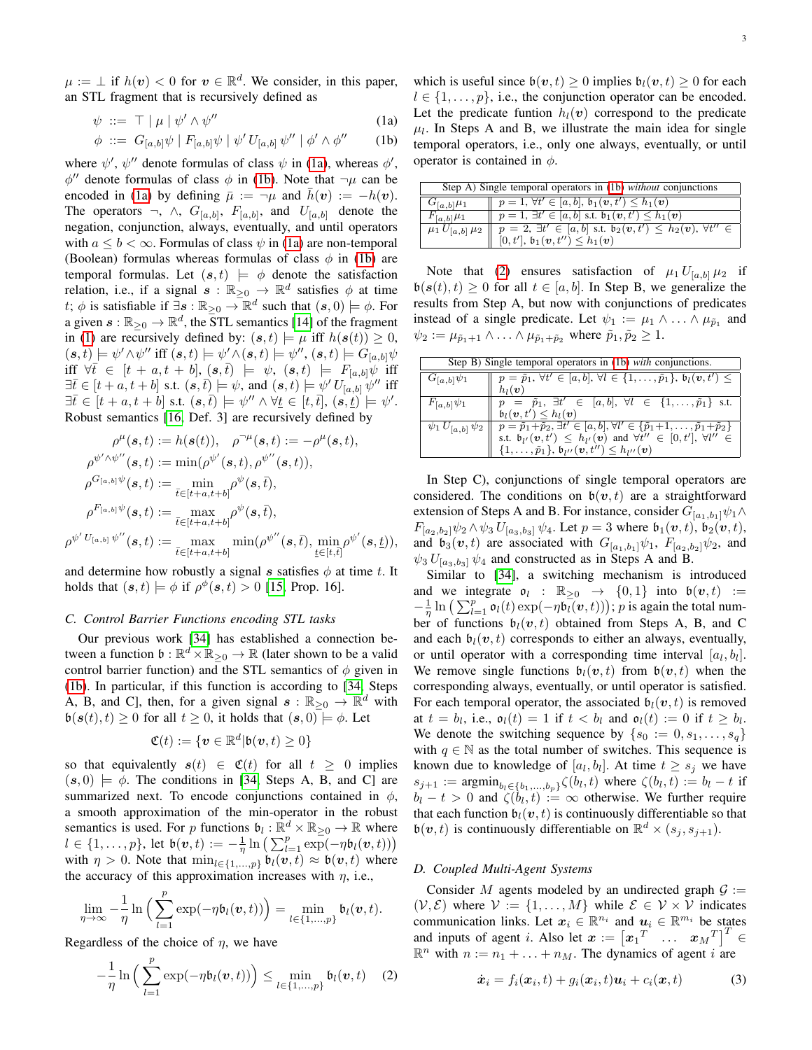$\mu := \perp$ if $h(\boldsymbol{v}) < 0$ for $\boldsymbol{v} \in \mathbb{R}^d$. We consider, in this paper, an STL fragment that is recursively defined as

$$\psi \ ::= \ \top \mid \mu \mid \psi' \wedge \psi'' \tag{1a}$$

$$\phi \ ::= \ G_{[a,b]}\psi \mid F_{[a,b]}\psi \mid \psi' \, U_{[a,b]} \, \psi'' \mid \phi' \wedge \phi'' \tag{1b}$$

where $\psi'$, $\psi''$ denote formulas of class $\psi$ in (1a), whereas $\phi'$, $\phi''$ denote formulas of class $\phi$ in (1b). Note that $\neg\mu$ can be encoded in (1a) by defining $\bar{\mu} := \neg\mu$ and $\bar{h}(\boldsymbol{v}) := -h(\boldsymbol{v})$. The operators $\neg$, $\wedge$, $G_{[a,b]}$, $F_{[a,b]}$, and $U_{[a,b]}$ denote the negation, conjunction, always, eventually, and until operators with $a \leq b < \infty$. Formulas of class $\psi$ in (1a) are non-temporal (Boolean) formulas whereas formulas of class $\phi$ in (1b) are temporal formulas. Let $(\boldsymbol{s}, t) \models \phi$ denote the satisfaction relation, i.e., if a signal $\boldsymbol{s} : \mathbb{R}_{\geq 0} \to \mathbb{R}^d$ satisfies $\phi$ at time $t$; $\phi$ is satisfiable if $\exists \boldsymbol{s} : \mathbb{R}_{\geq 0} \to \mathbb{R}^d$ such that $(\boldsymbol{s}, 0) \models \phi$. For a given $\boldsymbol{s} : \mathbb{R}_{\geq 0} \to \mathbb{R}^d$, the STL semantics [14] of the fragment in (1) are recursively defined by: $(\boldsymbol{s}, t) \models \mu$ iff $h(\boldsymbol{s}(t)) \geq 0$, $(\boldsymbol{s}, t) \models \psi' \wedge \psi''$ iff $(\boldsymbol{s}, t) \models \psi' \wedge (\boldsymbol{s}, t) \models \psi''$, $(\boldsymbol{s}, t) \models G_{[a,b]}\psi$ iff $\forall \bar{t} \in [t+a, t+b]$, $(\boldsymbol{s}, \bar{t}) \models \psi$, $(\boldsymbol{s}, t) \models F_{[a,b]}\psi$ iff $\exists \bar{t} \in [t+a, t+b]$ s.t. $(\boldsymbol{s}, \bar{t}) \models \psi$, and $(\boldsymbol{s}, t) \models \psi' \, U_{[a,b]} \, \psi''$ iff $\exists \bar{t} \in [t+a, t+b]$ s.t. $(\boldsymbol{s}, \bar{t}) \models \psi'' \wedge \forall \underline{t} \in [t, \bar{t}]$, $(\boldsymbol{s}, \underline{t}) \models \psi'$. Robust semantics [16, Def. 3] are recursively defined by

$$\rho^{\mu}(\boldsymbol{s}, t) := h(\boldsymbol{s}(t)), \quad \rho^{\neg\mu}(\boldsymbol{s}, t) := -\rho^{\mu}(\boldsymbol{s}, t),$$

$$\rho^{\psi' \wedge \psi''}(\boldsymbol{s}, t) := \min(\rho^{\psi'}(\boldsymbol{s}, t), \rho^{\psi''}(\boldsymbol{s}, t)),$$

$$\rho^{G_{[a,b]}\psi}(\boldsymbol{s}, t) := \min_{\bar{t} \in [t+a, t+b]} \rho^{\psi}(\boldsymbol{s}, \bar{t}),$$

$$\rho^{F_{[a,b]}\psi}(\boldsymbol{s}, t) := \max_{\bar{t} \in [t+a, t+b]} \rho^{\psi}(\boldsymbol{s}, \bar{t}),$$

$$\rho^{\psi' \, U_{[a,b]} \, \psi''}(\boldsymbol{s}, t) := \max_{\bar{t} \in [t+a, t+b]} \min(\rho^{\psi''}(\boldsymbol{s}, \bar{t}), \min_{\underline{t} \in [t, \bar{t}]} \rho^{\psi'}(\boldsymbol{s}, \underline{t})),$$

and determine how robustly a signal $\boldsymbol{s}$ satisfies $\phi$ at time $t$. It holds that $(\boldsymbol{s}, t) \models \phi$ if $\rho^{\phi}(\boldsymbol{s}, t) > 0$ [15, Prop. 16].

### C. Control Barrier Functions encoding STL tasks

Our previous work [34] has established a connection between a function $\mathfrak{b} : \mathbb{R}^d \times \mathbb{R}_{\geq 0} \to \mathbb{R}$ (later shown to be a valid control barrier function) and the STL semantics of $\phi$ given in (1b). In particular, if this function is according to [34, Steps A, B, and C], then, for a given signal $\boldsymbol{s} : \mathbb{R}_{\geq 0} \to \mathbb{R}^d$ with $\mathfrak{b}(\boldsymbol{s}(t), t) \geq 0$ for all $t \geq 0$, it holds that $(\boldsymbol{s}, 0) \models \phi$. Let

$$\mathfrak{C}(t) := \{\boldsymbol{v} \in \mathbb{R}^d | \mathfrak{b}(\boldsymbol{v}, t) \geq 0\}$$

so that equivalently $\boldsymbol{s}(t) \in \mathfrak{C}(t)$ for all $t \geq 0$ implies $(\boldsymbol{s}, 0) \models \phi$. The conditions in [34, Steps A, B, and C] are summarized next. To encode conjunctions contained in $\phi$, a smooth approximation of the min-operator in the robust semantics is used. For $p$ functions $\mathfrak{b}_l : \mathbb{R}^d \times \mathbb{R}_{\geq 0} \to \mathbb{R}$ where $l \in \{1, \ldots, p\}$, let $\mathfrak{b}(\boldsymbol{v}, t) := -\frac{1}{\eta} \ln\big(\sum_{l=1}^{p} \exp(-\eta \mathfrak{b}_l(\boldsymbol{v}, t))\big)$ with $\eta > 0$. Note that $\min_{l \in \{1, \ldots, p\}} \mathfrak{b}_l(\boldsymbol{v}, t) \approx \mathfrak{b}(\boldsymbol{v}, t)$ where the accuracy of this approximation increases with $\eta$, i.e.,

$$\lim_{\eta \to \infty} -\frac{1}{\eta} \ln\Big(\sum_{l=1}^{p} \exp(-\eta \mathfrak{b}_l(\boldsymbol{v}, t))\Big) = \min_{l \in \{1, \ldots, p\}} \mathfrak{b}_l(\boldsymbol{v}, t).$$

Regardless of the choice of $\eta$, we have

$$-\frac{1}{\eta} \ln\Big(\sum_{l=1}^{p} \exp(-\eta \mathfrak{b}_l(\boldsymbol{v}, t))\Big) \leq \min_{l \in \{1, \ldots, p\}} \mathfrak{b}_l(\boldsymbol{v}, t) \tag{2}$$

which is useful since $\mathfrak{b}(\boldsymbol{v}, t) \geq 0$ implies $\mathfrak{b}_l(\boldsymbol{v}, t) \geq 0$ for each $l \in \{1, \ldots, p\}$, i.e., the conjunction operator can be encoded. Let the predicate funtion $h_l(\boldsymbol{v})$ correspond to the predicate $\mu_l$. In Steps A and B, we illustrate the main idea for single temporal operators, i.e., only one always, eventually, or until operator is contained in $\phi$.

| Step A) Single temporal operators in (1b) *without* conjunctions | |
|---|---|
| $G_{[a,b]}\mu_1$ | $p = 1$, $\forall t' \in [a, b]$, $\mathfrak{b}_1(\boldsymbol{v}, t') \leq h_1(\boldsymbol{v})$ |
| $F_{[a,b]}\mu_1$ | $p = 1$, $\exists t' \in [a, b]$ s.t. $\mathfrak{b}_1(\boldsymbol{v}, t') \leq h_1(\boldsymbol{v})$ |
| $\mu_1 \, U_{[a,b]} \, \mu_2$ | $p = 2$, $\exists t' \in [a, b]$ s.t. $\mathfrak{b}_2(\boldsymbol{v}, t') \leq h_2(\boldsymbol{v})$, $\forall t'' \in [0, t']$, $\mathfrak{b}_1(\boldsymbol{v}, t'') \leq h_1(\boldsymbol{v})$ |

Note that (2) ensures satisfaction of $\mu_1 \, U_{[a,b]} \, \mu_2$ if $\mathfrak{b}(\boldsymbol{s}(t), t) \geq 0$ for all $t \in [a, b]$. In Step B, we generalize the results from Step A, but now with conjunctions of predicates instead of a single predicate. Let $\psi_1 := \mu_1 \wedge \ldots \wedge \mu_{\tilde{p}_1}$ and $\psi_2 := \mu_{\tilde{p}_1+1} \wedge \ldots \wedge \mu_{\tilde{p}_1+\tilde{p}_2}$ where $\tilde{p}_1, \tilde{p}_2 \geq 1$.

| Step B) Single temporal operators in (1b) *with* conjunctions. | |
|---|---|
| $G_{[a,b]}\psi_1$ | $p = \tilde{p}_1$, $\forall t' \in [a, b]$, $\forall l \in \{1, \ldots, \tilde{p}_1\}$, $\mathfrak{b}_l(\boldsymbol{v}, t') \leq h_l(\boldsymbol{v})$ |
| $F_{[a,b]}\psi_1$ | $p = \tilde{p}_1$, $\exists t' \in [a, b]$, $\forall l \in \{1, \ldots, \tilde{p}_1\}$ s.t. $\mathfrak{b}_l(\boldsymbol{v}, t') \leq h_l(\boldsymbol{v})$ |
| $\psi_1 \, U_{[a,b]} \, \psi_2$ | $p = \tilde{p}_1 + \tilde{p}_2$, $\exists t' \in [a, b]$, $\forall l' \in \{\tilde{p}_1+1, \ldots, \tilde{p}_1+\tilde{p}_2\}$ s.t. $\mathfrak{b}_{l'}(\boldsymbol{v}, t') \leq h_{l'}(\boldsymbol{v})$ and $\forall t'' \in [0, t']$, $\forall l'' \in \{1, \ldots, \tilde{p}_1\}$, $\mathfrak{b}_{l''}(\boldsymbol{v}, t'') \leq h_{l''}(\boldsymbol{v})$ |

In Step C), conjunctions of single temporal operators are considered. The conditions on $\mathfrak{b}(\boldsymbol{v}, t)$ are a straightforward extension of Steps A and B. For instance, consider $G_{[a_1,b_1]}\psi_1 \wedge F_{[a_2,b_2]}\psi_2 \wedge \psi_3 \, U_{[a_3,b_3]} \, \psi_4$. Let $p = 3$ where $\mathfrak{b}_1(\boldsymbol{v}, t)$, $\mathfrak{b}_2(\boldsymbol{v}, t)$, and $\mathfrak{b}_3(\boldsymbol{v}, t)$ are associated with $G_{[a_1,b_1]}\psi_1$, $F_{[a_2,b_2]}\psi_2$, and $\psi_3 \, U_{[a_3,b_3]} \, \psi_4$ and constructed as in Steps A and B.

Similar to [34], a switching mechanism is introduced and we integrate $\mathfrak{o}_l : \mathbb{R}_{\geq 0} \to \{0, 1\}$ into $\mathfrak{b}(\boldsymbol{v}, t) := -\frac{1}{\eta} \ln\big(\sum_{l=1}^{p} \mathfrak{o}_l(t) \exp(-\eta \mathfrak{b}_l(\boldsymbol{v}, t))\big)$; $p$ is again the total number of functions $\mathfrak{b}_l(\boldsymbol{v}, t)$ obtained from Steps A, B, and C and each $\mathfrak{b}_l(\boldsymbol{v}, t)$ corresponds to either an always, eventually, or until operator with a corresponding time interval $[a_l, b_l]$. We remove single functions $\mathfrak{b}_l(\boldsymbol{v}, t)$ from $\mathfrak{b}(\boldsymbol{v}, t)$ when the corresponding always, eventually, or until operator is satisfied. For each temporal operator, the associated $\mathfrak{b}_l(\boldsymbol{v}, t)$ is removed at $t = b_l$, i.e., $\mathfrak{o}_l(t) = 1$ if $t < b_l$ and $\mathfrak{o}_l(t) := 0$ if $t \geq b_l$. We denote the switching sequence by $\{s_0 := 0, s_1, \ldots, s_q\}$ with $q \in \mathbb{N}$ as the total number of switches. This sequence is known due to knowledge of $[a_l, b_l]$. At time $t \geq s_j$ we have $s_{j+1} := \text{argmin}_{b_l \in \{b_1, \ldots, b_p\}} \zeta(b_l, t)$ where $\zeta(b_l, t) := b_l - t$ if $b_l - t > 0$ and $\zeta(b_l, t) := \infty$ otherwise. We further require that each function $\mathfrak{b}_l(\boldsymbol{v}, t)$ is continuously differentiable so that $\mathfrak{b}(\boldsymbol{v}, t)$ is continuously differentiable on $\mathbb{R}^d \times (s_j, s_{j+1})$.

### D. Coupled Multi-Agent Systems

Consider $M$ agents modeled by an undirected graph $\mathcal{G} := (\mathcal{V}, \mathcal{E})$ where $\mathcal{V} := \{1, \ldots, M\}$ while $\mathcal{E} \in \mathcal{V} \times \mathcal{V}$ indicates communication links. Let $\boldsymbol{x}_i \in \mathbb{R}^{n_i}$ and $\boldsymbol{u}_i \in \mathbb{R}^{m_i}$ be states and inputs of agent $i$. Also let $\boldsymbol{x} := \begin{bmatrix} \boldsymbol{x}_1^T & \ldots & \boldsymbol{x}_M^T \end{bmatrix}^T \in \mathbb{R}^n$ with $n := n_1 + \ldots + n_M$. The dynamics of agent $i$ are

$$\dot{\boldsymbol{x}}_i = f_i(\boldsymbol{x}_i, t) + g_i(\boldsymbol{x}_i, t)\boldsymbol{u}_i + c_i(\boldsymbol{x}, t) \tag{3}$$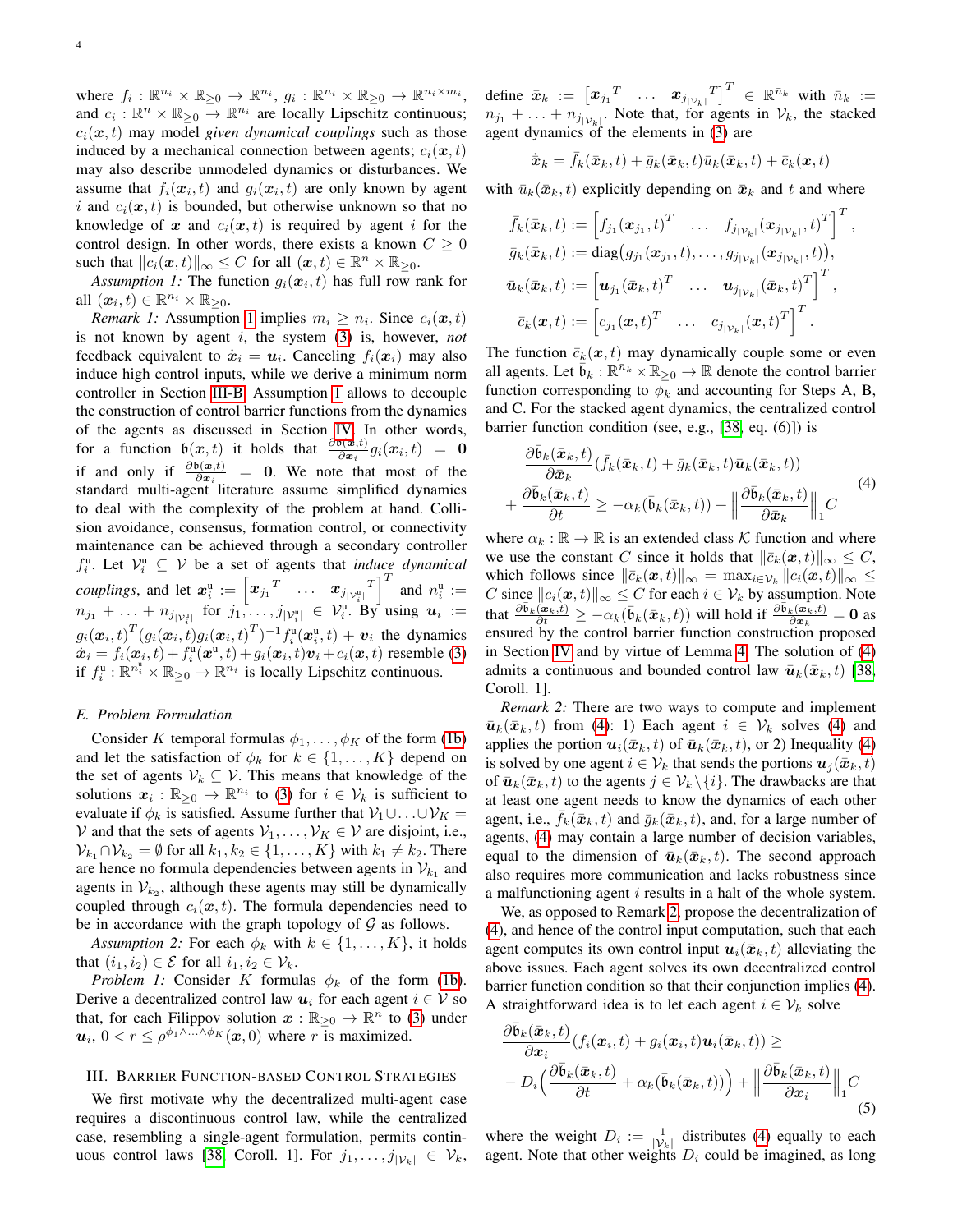where $f_i : \mathbb{R}^{n_i} \times \mathbb{R}_{\geq 0} \to \mathbb{R}^{n_i}$, $g_i : \mathbb{R}^{n_i} \times \mathbb{R}_{\geq 0} \to \mathbb{R}^{n_i \times m_i}$, and $c_i : \mathbb{R}^{n} \times \mathbb{R}_{\geq 0} \to \mathbb{R}^{n_i}$ are locally Lipschitz continuous; $c_i(\boldsymbol{x}, t)$ may model *given dynamical couplings* such as those induced by a mechanical connection between agents; $c_i(\boldsymbol{x}, t)$ may also describe unmodeled dynamics or disturbances. We assume that $f_i(\boldsymbol{x}_i, t)$ and $g_i(\boldsymbol{x}_i, t)$ are only known by agent $i$ and $c_i(\boldsymbol{x}, t)$ is bounded, but otherwise unknown so that no knowledge of $\boldsymbol{x}$ and $c_i(\boldsymbol{x}, t)$ is required by agent $i$ for the control design. In other words, there exists a known $C \geq 0$ such that $\|c_i(\boldsymbol{x}, t)\|_\infty \leq C$ for all $(\boldsymbol{x}, t) \in \mathbb{R}^n \times \mathbb{R}_{\geq 0}$.

*Assumption 1:* The function $g_i(\boldsymbol{x}_i, t)$ has full row rank for all $(\boldsymbol{x}_i, t) \in \mathbb{R}^{n_i} \times \mathbb{R}_{\geq 0}$.

*Remark 1:* Assumption 1 implies $m_i \geq n_i$. Since $c_i(\boldsymbol{x}, t)$ is not known by agent $i$, the system (3) is, however, *not* feedback equivalent to $\dot{\boldsymbol{x}}_i = \boldsymbol{u}_i$. Canceling $f_i(\boldsymbol{x}_i)$ may also induce high control inputs, while we derive a minimum norm controller in Section III-B. Assumption 1 allows to decouple the construction of control barrier functions from the dynamics of the agents as discussed in Section IV. In other words, for a function $\mathfrak{b}(\boldsymbol{x}, t)$ it holds that $\frac{\partial \mathfrak{b}(\boldsymbol{x}, t)}{\partial \boldsymbol{x}_i} g_i(\boldsymbol{x}_i, t) = \boldsymbol{0}$ if and only if $\frac{\partial \mathfrak{b}(\boldsymbol{x}, t)}{\partial \boldsymbol{x}_i} = \boldsymbol{0}$. We note that most of the standard multi-agent literature assume simplified dynamics to deal with the complexity of the problem at hand. Collision avoidance, consensus, formation control, or connectivity maintenance can be achieved through a secondary controller $f_i^{\mathtt{u}}$. Let $\mathcal{V}_i^{\mathtt{u}} \subseteq \mathcal{V}$ be a set of agents that *induce dynamical couplings*, and let $\boldsymbol{x}_i^{\mathtt{u}} := \begin{bmatrix} \boldsymbol{x}_{j_1}^T & \ldots & \boldsymbol{x}_{j_{|\mathcal{V}_i^{\mathtt{u}}|}}^T \end{bmatrix}^T$ and $n_i^{\mathtt{u}} := n_{j_1} + \ldots + n_{j_{|\mathcal{V}_i^{\mathtt{u}}|}}$ for $j_1, \ldots, j_{|\mathcal{V}_i^{\mathtt{u}}|} \in \mathcal{V}_i^{\mathtt{u}}$. By using $\boldsymbol{u}_i := g_i(\boldsymbol{x}_i, t)^T (g_i(\boldsymbol{x}_i, t) g_i(\boldsymbol{x}_i, t)^T)^{-1} f_i^{\mathtt{u}}(\boldsymbol{x}_i^{\mathtt{u}}, t) + \boldsymbol{v}_i$ the dynamics $\dot{\boldsymbol{x}}_i = f_i(\boldsymbol{x}_i, t) + f_i^{\mathtt{u}}(\boldsymbol{x}^{\mathtt{u}}, t) + g_i(\boldsymbol{x}_i, t)\boldsymbol{v}_i + c_i(\boldsymbol{x}, t)$ resemble (3) if $f_i^{\mathtt{u}} : \mathbb{R}^{n_i^{\mathtt{u}}} \times \mathbb{R}_{\geq 0} \to \mathbb{R}^{n_i}$ is locally Lipschitz continuous.

### E. Problem Formulation

Consider $K$ temporal formulas $\phi_1, \ldots, \phi_K$ of the form (1b) and let the satisfaction of $\phi_k$ for $k \in \{1, \ldots, K\}$ depend on the set of agents $\mathcal{V}_k \subseteq \mathcal{V}$. This means that knowledge of the solutions $\boldsymbol{x}_i : \mathbb{R}_{\geq 0} \to \mathbb{R}^{n_i}$ to (3) for $i \in \mathcal{V}_k$ is sufficient to evaluate if $\phi_k$ is satisfied. Assume further that $\mathcal{V}_1 \cup \ldots \cup \mathcal{V}_K = \mathcal{V}$ and that the sets of agents $\mathcal{V}_1, \ldots, \mathcal{V}_K \in \mathcal{V}$ are disjoint, i.e., $\mathcal{V}_{k_1} \cap \mathcal{V}_{k_2} = \emptyset$ for all $k_1, k_2 \in \{1, \ldots, K\}$ with $k_1 \neq k_2$. There are hence no formula dependencies between agents in $\mathcal{V}_{k_1}$ and agents in $\mathcal{V}_{k_2}$, although these agents may still be dynamically coupled through $c_i(\boldsymbol{x}, t)$. The formula dependencies need to be in accordance with the graph topology of $\mathcal{G}$ as follows.

*Assumption 2:* For each $\phi_k$ with $k \in \{1, \ldots, K\}$, it holds that $(i_1, i_2) \in \mathcal{E}$ for all $i_1, i_2 \in \mathcal{V}_k$.

*Problem 1:* Consider $K$ formulas $\phi_k$ of the form (1b). Derive a decentralized control law $\boldsymbol{u}_i$ for each agent $i \in \mathcal{V}$ so that, for each Filippov solution $\boldsymbol{x} : \mathbb{R}_{\geq 0} \to \mathbb{R}^n$ to (3) under $\boldsymbol{u}_i$, $0 < r \leq \rho^{\phi_1 \wedge \ldots \wedge \phi_K}(\boldsymbol{x}, 0)$ where $r$ is maximized.

## III. Barrier Function-based Control Strategies

We first motivate why the decentralized multi-agent case requires a discontinuous control law, while the centralized case, resembling a single-agent formulation, permits continuous control laws [38, Coroll. 1]. For $j_1, \ldots, j_{|\mathcal{V}_k|} \in \mathcal{V}_k$, define $\bar{\boldsymbol{x}}_k := \begin{bmatrix} \boldsymbol{x}_{j_1}^T & \ldots & \boldsymbol{x}_{j_{|\mathcal{V}_k|}}^T \end{bmatrix}^T \in \mathbb{R}^{\bar{n}_k}$ with $\bar{n}_k := n_{j_1} + \ldots + n_{j_{|\mathcal{V}_k|}}$. Note that, for agents in $\mathcal{V}_k$, the stacked agent dynamics of the elements in (3) are

$$\dot{\bar{\boldsymbol{x}}}_k = \bar{f}_k(\bar{\boldsymbol{x}}_k, t) + \bar{g}_k(\bar{\boldsymbol{x}}_k, t)\bar{\boldsymbol{u}}_k(\bar{\boldsymbol{x}}_k, t) + \bar{c}_k(\boldsymbol{x}, t)$$

with $\bar{\boldsymbol{u}}_k(\bar{\boldsymbol{x}}_k, t)$ explicitly depending on $\bar{\boldsymbol{x}}_k$ and $t$ and where

$$\begin{aligned}
\bar{f}_k(\bar{\boldsymbol{x}}_k, t) &:= \begin{bmatrix} f_{j_1}(\boldsymbol{x}_{j_1}, t)^T & \ldots & f_{j_{|\mathcal{V}_k|}}(\boldsymbol{x}_{j_{|\mathcal{V}_k|}}, t)^T \end{bmatrix}^T, \\
\bar{g}_k(\bar{\boldsymbol{x}}_k, t) &:= \operatorname{diag}\big(g_{j_1}(\boldsymbol{x}_{j_1}, t), \ldots, g_{j_{|\mathcal{V}_k|}}(\boldsymbol{x}_{j_{|\mathcal{V}_k|}}, t)\big), \\
\bar{\boldsymbol{u}}_k(\bar{\boldsymbol{x}}_k, t) &:= \begin{bmatrix} \boldsymbol{u}_{j_1}(\bar{\boldsymbol{x}}_k, t)^T & \ldots & \boldsymbol{u}_{j_{|\mathcal{V}_k|}}(\bar{\boldsymbol{x}}_k, t)^T \end{bmatrix}^T, \\
\bar{c}_k(\boldsymbol{x}, t) &:= \begin{bmatrix} c_{j_1}(\boldsymbol{x}, t)^T & \ldots & c_{j_{|\mathcal{V}_k|}}(\boldsymbol{x}, t)^T \end{bmatrix}^T.
\end{aligned}$$

The function $\bar{c}_k(\boldsymbol{x}, t)$ may dynamically couple some or even all agents. Let $\bar{\mathfrak{b}}_k : \mathbb{R}^{\bar{n}_k} \times \mathbb{R}_{\geq 0} \to \mathbb{R}$ denote the control barrier function corresponding to $\phi_k$ and accounting for Steps A, B, and C. For the stacked agent dynamics, the centralized control barrier function condition (see, e.g., [38, eq. (6)]) is

$$\begin{aligned}
&\frac{\partial \bar{\mathfrak{b}}_k(\bar{\boldsymbol{x}}_k, t)}{\partial \bar{\boldsymbol{x}}_k}\big(\bar{f}_k(\bar{\boldsymbol{x}}_k, t) + \bar{g}_k(\bar{\boldsymbol{x}}_k, t)\bar{\boldsymbol{u}}_k(\bar{\boldsymbol{x}}_k, t)\big) \\
&+ \frac{\partial \bar{\mathfrak{b}}_k(\bar{\boldsymbol{x}}_k, t)}{\partial t} \geq -\alpha_k(\bar{\mathfrak{b}}_k(\bar{\boldsymbol{x}}_k, t)) + \Big\|\frac{\partial \bar{\mathfrak{b}}_k(\bar{\boldsymbol{x}}_k, t)}{\partial \bar{\boldsymbol{x}}_k}\Big\|_1 C
\end{aligned} \tag{4}$$

where $\alpha_k : \mathbb{R} \to \mathbb{R}$ is an extended class $\mathcal{K}$ function and where we use the constant $C$ since it holds that $\|\bar{c}_k(\boldsymbol{x}, t)\|_\infty \leq C$, which follows since $\|\bar{c}_k(\boldsymbol{x}, t)\|_\infty = \max_{i \in \mathcal{V}_k} \|c_i(\boldsymbol{x}, t)\|_\infty \leq C$ since $\|c_i(\boldsymbol{x}, t)\|_\infty \leq C$ for each $i \in \mathcal{V}_k$ by assumption. Note that $\frac{\partial \bar{\mathfrak{b}}_k(\bar{\boldsymbol{x}}_k, t)}{\partial t} \geq -\alpha_k(\bar{\mathfrak{b}}_k(\bar{\boldsymbol{x}}_k, t))$ will hold if $\frac{\partial \bar{\mathfrak{b}}_k(\bar{\boldsymbol{x}}_k, t)}{\partial \bar{\boldsymbol{x}}_k} = \boldsymbol{0}$ as ensured by the control barrier function construction proposed in Section IV and by virtue of Lemma 4. The solution of (4) admits a continuous and bounded control law $\bar{\boldsymbol{u}}_k(\bar{\boldsymbol{x}}_k, t)$ [38, Coroll. 1].

*Remark 2:* There are two ways to compute and implement $\bar{\boldsymbol{u}}_k(\bar{\boldsymbol{x}}_k, t)$ from (4): 1) Each agent $i \in \mathcal{V}_k$ solves (4) and applies the portion $\boldsymbol{u}_i(\bar{\boldsymbol{x}}_k, t)$ of $\bar{\boldsymbol{u}}_k(\bar{\boldsymbol{x}}_k, t)$, or 2) Inequality (4) is solved by one agent $i \in \mathcal{V}_k$ that sends the portions $\boldsymbol{u}_j(\bar{\boldsymbol{x}}_k, t)$ of $\bar{\boldsymbol{u}}_k(\bar{\boldsymbol{x}}_k, t)$ to the agents $j \in \mathcal{V}_k \setminus \{i\}$. The drawbacks are that at least one agent needs to know the dynamics of each other agent, i.e., $\bar{f}_k(\bar{\boldsymbol{x}}_k, t)$ and $\bar{g}_k(\bar{\boldsymbol{x}}_k, t)$, and, for a large number of agents, (4) may contain a large number of decision variables, equal to the dimension of $\bar{\boldsymbol{u}}_k(\bar{\boldsymbol{x}}_k, t)$. The second approach also requires more communication and lacks robustness since a malfunctioning agent $i$ results in a halt of the whole system.

We, as opposed to Remark 2, propose the decentralization of (4), and hence of the control input computation, such that each agent computes its own control input $\boldsymbol{u}_i(\bar{\boldsymbol{x}}_k, t)$ alleviating the above issues. Each agent solves its own decentralized control barrier function condition so that their conjunction implies (4). A straightforward idea is to let each agent $i \in \mathcal{V}_k$ solve

$$\begin{aligned}
&\frac{\partial \bar{\mathfrak{b}}_k(\bar{\boldsymbol{x}}_k, t)}{\partial \boldsymbol{x}_i}\big(f_i(\boldsymbol{x}_i, t) + g_i(\boldsymbol{x}_i, t)\boldsymbol{u}_i(\bar{\boldsymbol{x}}_k, t)\big) \geq \\
&- D_i\Big(\frac{\partial \bar{\mathfrak{b}}_k(\bar{\boldsymbol{x}}_k, t)}{\partial t} + \alpha_k(\bar{\mathfrak{b}}_k(\bar{\boldsymbol{x}}_k, t))\Big) + \Big\|\frac{\partial \bar{\mathfrak{b}}_k(\bar{\boldsymbol{x}}_k, t)}{\partial \boldsymbol{x}_i}\Big\|_1 C
\end{aligned} \tag{5}$$

where the weight $D_i := \frac{1}{|\mathcal{V}_k|}$ distributes (4) equally to each agent. Note that other weights $D_i$ could be imagined, as long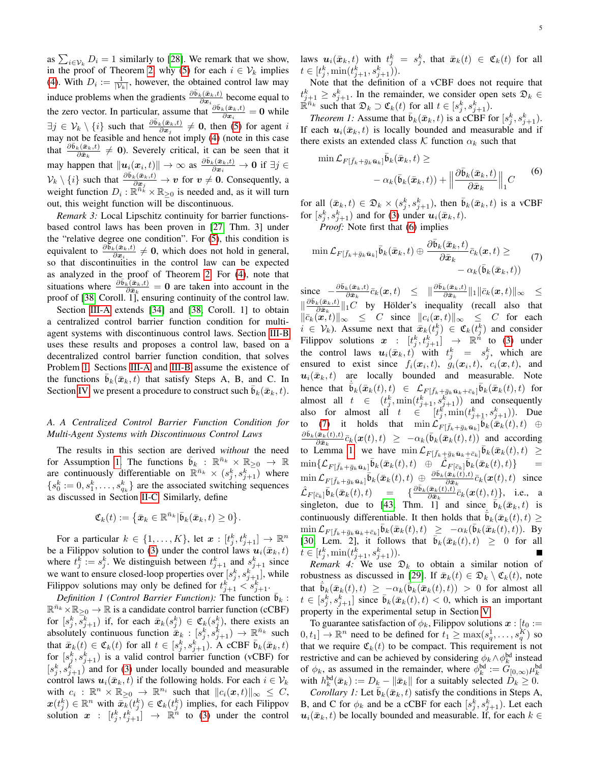as $\sum_{i\in\mathcal{V}_k} D_i = 1$ similarly to [28]. We remark that we show, in the proof of Theorem 2, why (5) for each $i \in \mathcal{V}_k$ implies (4). With $D_i := \frac{1}{|\mathcal{V}_k|}$, however, the obtained control law may induce problems when the gradients $\frac{\partial \bar{\mathfrak{b}}_k(\bar{\boldsymbol{x}}_k,t)}{\partial \boldsymbol{x}_i}$ become equal to the zero vector. In particular, assume that $\frac{\partial \bar{\mathfrak{b}}_k(\bar{\boldsymbol{x}}_k,t)}{\partial \boldsymbol{x}_i} = \boldsymbol{0}$ while $\exists j \in \mathcal{V}_k \setminus \{i\}$ such that $\frac{\partial \bar{\mathfrak{b}}_k(\bar{\boldsymbol{x}}_k,t)}{\partial \boldsymbol{x}_j} \neq \boldsymbol{0}$, then (5) for agent $i$ may not be feasible and hence not imply (4) (note in this case that $\frac{\partial \bar{\mathfrak{b}}_k(\bar{\boldsymbol{x}}_k,t)}{\partial \bar{\boldsymbol{x}}_k} \neq \boldsymbol{0}$). Severely critical, it can be seen that it may happen that $\|\boldsymbol{u}_i(\boldsymbol{x}_i,t)\| \to \infty$ as $\frac{\partial \bar{\mathfrak{b}}_k(\bar{\boldsymbol{x}}_k,t)}{\partial \boldsymbol{x}_i} \to \boldsymbol{0}$ if $\exists j \in \mathcal{V}_k \setminus \{i\}$ such that $\frac{\partial \bar{\mathfrak{b}}_k(\bar{\boldsymbol{x}}_k,t)}{\partial \boldsymbol{x}_j} \to \boldsymbol{v}$ for $\boldsymbol{v} \neq \boldsymbol{0}$. Consequently, a weight function $D_i : \mathbb{R}^{\bar{n}_k} \times \mathbb{R}_{\geq 0}$ is needed and, as it will turn out, this weight function will be discontinuous.

*Remark 3:* Local Lipschitz continuity for barrier functions-based control laws has been proven in [27, Thm. 3] under the "relative degree one condition". For (5), this condition is equivalent to $\frac{\partial \bar{\mathfrak{b}}_k(\bar{\boldsymbol{x}}_k,t)}{\partial \boldsymbol{x}_i} \neq \boldsymbol{0}$, which does not hold in general, so that discontinuities in the control law can be expected as analyzed in the proof of Theorem 2. For (4), note that situations where $\frac{\partial \bar{\mathfrak{b}}_k(\bar{\boldsymbol{x}}_k,t)}{\partial \bar{\boldsymbol{x}}_k} = \boldsymbol{0}$ are taken into account in the proof of [38, Coroll. 1], ensuring continuity of the control law.

Section III-A extends [34] and [38, Coroll. 1] to obtain a centralized control barrier function condition for multi-agent systems with discontinuous control laws. Section III-B uses these results and proposes a control law, based on a decentralized control barrier function condition, that solves Problem 1. Sections III-A and III-B assume the existence of the functions $\bar{\mathfrak{b}}_k(\bar{\boldsymbol{x}}_k,t)$ that satisfy Steps A, B, and C. In Section IV, we present a procedure to construct such $\bar{\mathfrak{b}}_k(\bar{\boldsymbol{x}}_k,t)$.

### A. A Centralized Control Barrier Function Condition for Multi-Agent Systems with Discontinuous Control Laws

The results in this section are derived *without* the need for Assumption 1. The functions $\bar{\mathfrak{b}}_k : \mathbb{R}^{\bar{n}_k} \times \mathbb{R}_{\geq 0} \to \mathbb{R}$ are continuously differentiable on $\mathbb{R}^{\bar{n}_k} \times (s_j^k, s_{j+1}^k)$ where $\{s_0^k := 0, s_1^k, \ldots, s_{q_k}^k\}$ are the associated switching sequences as discussed in Section II-C. Similarly, define

$$\mathfrak{C}_k(t) := \big\{\bar{\boldsymbol{x}}_k \in \mathbb{R}^{\bar{n}_k} | \bar{\mathfrak{b}}_k(\bar{\boldsymbol{x}}_k,t) \geq 0\big\}.$$

For a particular $k \in \{1,\ldots,K\}$, let $\boldsymbol{x} : [t_j^k, t_{j+1}^k] \to \mathbb{R}^n$ be a Filippov solution to (3) under the control laws $\boldsymbol{u}_i(\bar{\boldsymbol{x}}_k,t)$ where $t_j^k := s_j^k$. We distinguish between $t_{j+1}^k$ and $s_{j+1}^k$ since we want to ensure closed-loop properties over $[s_j^k, s_{j+1}^k]$, while Filippov solutions may only be defined for $t_{j+1}^k < s_{j+1}^k$.

*Definition 1 (Control Barrier Function):* The function $\bar{\mathfrak{b}}_k : \mathbb{R}^{\bar{n}_k} \times \mathbb{R}_{\geq 0} \to \mathbb{R}$ is a candidate control barrier function (cCBF) for $[s_j^k, s_{j+1}^k)$ if, for each $\bar{\boldsymbol{x}}_k(s_j^k) \in \mathfrak{C}_k(s_j^k)$, there exists an absolutely continuous function $\bar{\boldsymbol{x}}_k : [s_j^k, s_{j+1}^k) \to \mathbb{R}^{\bar{n}_k}$ such that $\bar{\boldsymbol{x}}_k(t) \in \mathfrak{C}_k(t)$ for all $t \in [s_j^k, s_{j+1}^k)$. A cCBF $\bar{\mathfrak{b}}_k(\bar{\boldsymbol{x}}_k,t)$ for $[s_j^k, s_{j+1}^k)$ is a valid control barrier function (vCBF) for $[s_j^k, s_{j+1}^k)$ and for (3) under locally bounded and measurable control laws $\boldsymbol{u}_i(\bar{\boldsymbol{x}}_k,t)$ if the following holds. For each $i \in \mathcal{V}_k$ with $c_i : \mathbb{R}^n \times \mathbb{R}_{\geq 0} \to \mathbb{R}^{n_i}$ such that $\|c_i(\boldsymbol{x},t)\|_\infty \leq C$, $\boldsymbol{x}(t_j^k) \in \mathbb{R}^n$ with $\bar{\boldsymbol{x}}_k(t_j^k) \in \mathfrak{C}_k(t_j^k)$ implies, for each Filippov solution $\boldsymbol{x} : [t_j^k, t_{j+1}^k] \to \mathbb{R}^n$ to (3) under the control laws $\boldsymbol{u}_i(\bar{\boldsymbol{x}}_k,t)$ with $t_j^k = s_j^k$, that $\bar{\boldsymbol{x}}_k(t) \in \mathfrak{C}_k(t)$ for all $t \in [t_j^k, \min(t_{j+1}^k, s_{j+1}^k))$.

Note that the definition of a vCBF does not require that $t_{j+1}^k \geq s_{j+1}^k$. In the remainder, we consider open sets $\mathfrak{D}_k \in \mathbb{R}^{\bar{n}_k}$ such that $\mathfrak{D}_k \supset \mathfrak{C}_k(t)$ for all $t \in [s_j^k, s_{j+1}^k)$.

*Theorem 1:* Assume that $\bar{\mathfrak{b}}_k(\bar{\boldsymbol{x}}_k,t)$ is a cCBF for $[s_j^k, s_{j+1}^k)$. If each $\boldsymbol{u}_i(\bar{\boldsymbol{x}}_k,t)$ is locally bounded and measurable and if there exists an extended class $\mathcal{K}$ function $\alpha_k$ such that

$$\min \mathcal{L}_{F[\bar{f}_k+\bar{g}_k\bar{\boldsymbol{u}}_k]}\bar{\mathfrak{b}}_k(\bar{\boldsymbol{x}}_k,t) \geq \\ -\alpha_k(\bar{\mathfrak{b}}_k(\bar{\boldsymbol{x}}_k,t)) + \Big\|\frac{\partial \bar{\mathfrak{b}}_k(\bar{\boldsymbol{x}}_k,t)}{\partial \bar{\boldsymbol{x}}_k}\Big\|_1 C \tag{6}$$

for all $(\bar{\boldsymbol{x}}_k,t) \in \mathfrak{D}_k \times (s_j^k, s_{j+1}^k)$, then $\bar{\mathfrak{b}}_k(\bar{\boldsymbol{x}}_k,t)$ is a vCBF for $[s_j^k, s_{j+1}^k)$ and for (3) under $\boldsymbol{u}_i(\bar{\boldsymbol{x}}_k,t)$.

*Proof:* Note first that (6) implies

$$\min \mathcal{L}_{F[\bar{f}_k+\bar{g}_k\bar{\boldsymbol{u}}_k]}\bar{\mathfrak{b}}_k(\bar{\boldsymbol{x}}_k,t) \oplus \frac{\partial \bar{\mathfrak{b}}_k(\bar{\boldsymbol{x}}_k,t)}{\partial \bar{\boldsymbol{x}}_k}\bar{c}_k(\boldsymbol{x},t) \geq \\ -\alpha_k(\bar{\mathfrak{b}}_k(\bar{\boldsymbol{x}}_k,t)) \tag{7}$$

since $-\frac{\partial \bar{\mathfrak{b}}_k(\bar{\boldsymbol{x}}_k,t)}{\partial \bar{\boldsymbol{x}}_k}\bar{c}_k(\boldsymbol{x},t) \leq \|\frac{\partial \bar{\mathfrak{b}}_k(\bar{\boldsymbol{x}}_k,t)}{\partial \bar{\boldsymbol{x}}_k}\|_1 \|\bar{c}_k(\boldsymbol{x},t)\|_\infty \leq \|\frac{\partial \bar{\mathfrak{b}}_k(\bar{\boldsymbol{x}}_k,t)}{\partial \bar{\boldsymbol{x}}_k}\|_1 C$ by Hölder's inequality (recall also that $\|\bar{c}_k(\boldsymbol{x},t)\|_\infty \leq C$ since $\|c_i(\boldsymbol{x},t)\|_\infty \leq C$ for each $i \in \mathcal{V}_k$). Assume next that $\bar{\boldsymbol{x}}_k(t_j^k) \in \mathfrak{C}_k(t_j^k)$ and consider Filippov solutions $\boldsymbol{x} : [t_j^k, t_{j+1}^k] \to \mathbb{R}^n$ to (3) under the control laws $\boldsymbol{u}_i(\bar{\boldsymbol{x}}_k,t)$ with $t_j^k = s_j^k$, which are ensured to exist since $f_i(\boldsymbol{x}_i,t)$, $g_i(\boldsymbol{x}_i,t)$, $c_i(\boldsymbol{x},t)$, and $\boldsymbol{u}_i(\bar{\boldsymbol{x}}_k,t)$ are locally bounded and measurable. Note hence that $\dot{\bar{\mathfrak{b}}}_k(\bar{\boldsymbol{x}}_k(t),t) \in \mathcal{L}_{F[\bar{f}_k+\bar{g}_k\bar{\boldsymbol{u}}_k+\bar{c}_k]}\bar{\mathfrak{b}}_k(\bar{\boldsymbol{x}}_k(t),t)$ for almost all $t \in (t_j^k, \min(t_{j+1}^k, s_{j+1}^k))$ and consequently also for almost all $t \in [t_j^k, \min(t_{j+1}^k, s_{j+1}^k))$. Due to (7) it holds that $\min \mathcal{L}_{F[\bar{f}_k+\bar{g}_k\bar{\boldsymbol{u}}_k]}\bar{\mathfrak{b}}_k(\bar{\boldsymbol{x}}_k(t),t) \oplus \frac{\partial \bar{\mathfrak{b}}_k(\bar{\boldsymbol{x}}_k(t),t)}{\partial \bar{\boldsymbol{x}}_k}\bar{c}_k(\boldsymbol{x}(t),t) \geq -\alpha_k(\bar{\mathfrak{b}}_k(\bar{\boldsymbol{x}}_k(t),t))$ and according to Lemma 1 we have $\min \mathcal{L}_{F[\bar{f}_k+\bar{g}_k\bar{\boldsymbol{u}}_k+\bar{c}_k]}\bar{\mathfrak{b}}_k(\bar{\boldsymbol{x}}_k(t),t) \geq \min\{\mathcal{L}_{F[\bar{f}_k+\bar{g}_k\bar{\boldsymbol{u}}_k]}\bar{\mathfrak{b}}_k(\bar{\boldsymbol{x}}_k(t),t) \oplus \hat{\mathcal{L}}_{F[\bar{c}_k]}\bar{\mathfrak{b}}_k(\bar{\boldsymbol{x}}_k(t),t)\} = \min \mathcal{L}_{F[\bar{f}_k+\bar{g}_k\bar{\boldsymbol{u}}_k]}\bar{\mathfrak{b}}_k(\bar{\boldsymbol{x}}_k(t),t) \oplus \frac{\partial \bar{\mathfrak{b}}_k(\bar{\boldsymbol{x}}_k(t),t)}{\partial \bar{\boldsymbol{x}}_k}\bar{c}_k(\boldsymbol{x}(t),t)$ since $\hat{\mathcal{L}}_{F[\bar{c}_k]}\bar{\mathfrak{b}}_k(\bar{\boldsymbol{x}}_k(t),t) = \{\frac{\partial \bar{\mathfrak{b}}_k(\bar{\boldsymbol{x}}_k(t),t)}{\partial \bar{\boldsymbol{x}}_k}\bar{c}_k(\boldsymbol{x}(t),t)\}$, i.e., a singleton, due to [43, Thm. 1] and since $\bar{\mathfrak{b}}_k(\bar{\boldsymbol{x}}_k,t)$ is continuously differentiable. It then holds that $\dot{\bar{\mathfrak{b}}}_k(\bar{\boldsymbol{x}}_k(t),t) \geq \min \mathcal{L}_{F[\bar{f}_k+\bar{g}_k\bar{\boldsymbol{u}}_k+\bar{c}_k]}\bar{\mathfrak{b}}_k(\bar{\boldsymbol{x}}_k(t),t) \geq -\alpha_k(\bar{\mathfrak{b}}_k(\bar{\boldsymbol{x}}_k(t),t))$. By [30, Lem. 2], it follows that $\bar{\mathfrak{b}}_k(\bar{\boldsymbol{x}}_k(t),t) \geq 0$ for all $t \in [t_j^k, \min(t_{j+1}^k, s_{j+1}^k))$. ∎

*Remark 4:* We use $\mathfrak{D}_k$ to obtain a similar notion of robustness as discussed in [29]. If $\bar{\boldsymbol{x}}_k(t) \in \mathfrak{D}_k \setminus \mathfrak{C}_k(t)$, note that $\dot{\bar{\mathfrak{b}}}_k(\bar{\boldsymbol{x}}_k(t),t) \geq -\alpha_k(\bar{\mathfrak{b}}_k(\bar{\boldsymbol{x}}_k(t),t)) > 0$ for almost all $t \in [s_j^k, s_{j+1}^k]$ since $\bar{\mathfrak{b}}_k(\bar{\boldsymbol{x}}_k(t),t) < 0$, which is an important property in the experimental setup in Section V.

To guarantee satisfaction of $\phi_k$, Filippov solutions $\boldsymbol{x} : [t_0 := 0, t_1] \to \mathbb{R}^n$ need to be defined for $t_1 \geq \max(s_q^1, \ldots, s_q^K)$ so that we require $\mathfrak{C}_k(t)$ to be compact. This requirement is not restrictive and can be achieved by considering $\phi_k \wedge \phi_k^{\text{bd}}$ instead of $\phi_k$, as assumed in the remainder, where $\phi_k^{\text{bd}} := G_{[0,\infty)}\mu_k^{\text{bd}}$ with $h_k^{\text{bd}}(\bar{\boldsymbol{x}}_k) := D_k - \|\bar{\boldsymbol{x}}_k\|$ for a suitably selected $D_k \geq 0$.

*Corollary 1:* Let $\bar{\mathfrak{b}}_k(\bar{\boldsymbol{x}}_k,t)$ satisfy the conditions in Steps A, B, and C for $\phi_k$ and be a cCBF for each $[s_j^k, s_{j+1}^k)$. Let each $\boldsymbol{u}_i(\bar{\boldsymbol{x}}_k,t)$ be locally bounded and measurable. If, for each $k \in$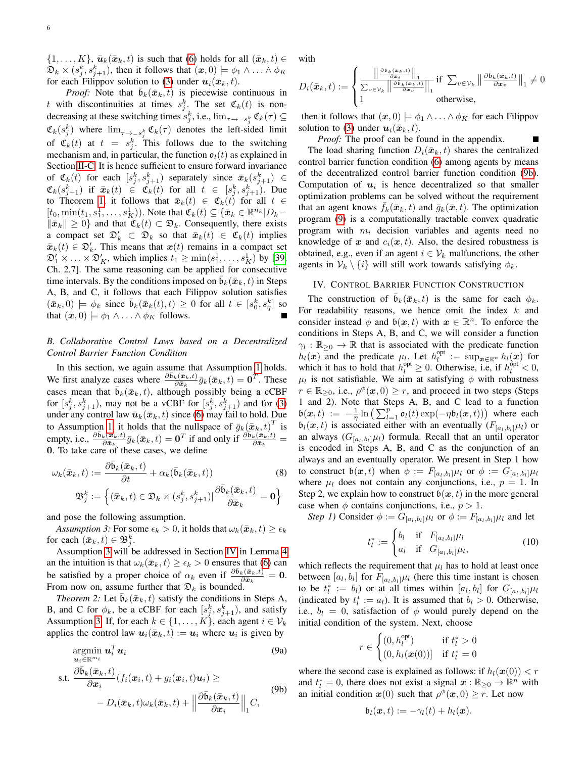$\{1,\ldots,K\}$, $\bar{\boldsymbol{u}}_k(\bar{\boldsymbol{x}}_k,t)$ is such that (6) holds for all $(\bar{\boldsymbol{x}}_k,t)\in\mathfrak{D}_k\times(s_j^k,s_{j+1}^k)$, then it follows that $(\boldsymbol{x},0)\models\phi_1\wedge\ldots\wedge\phi_K$ for each Filippov solution to (3) under $\boldsymbol{u}_i(\bar{\boldsymbol{x}}_k,t)$.

*Proof:* Note that $\bar{\mathfrak{b}}_k(\bar{\boldsymbol{x}}_k,t)$ is piecewise continuous in $t$ with discontinuities at times $s_j^k$. The set $\mathfrak{C}_k(t)$ is non-decreasing at these switching times $s_j^k$, i.e., $\lim_{\tau\to_- s_j^k}\mathfrak{C}_k(\tau)\subseteq\mathfrak{C}_k(s_j^k)$ where $\lim_{\tau\to_- s_j^k}\mathfrak{C}_k(\tau)$ denotes the left-sided limit of $\mathfrak{C}_k(t)$ at $t=s_j^k$. This follows due to the switching mechanism and, in particular, the function $\mathfrak{o}_l(t)$ as explained in Section II-C. It is hence sufficient to ensure forward invariance of $\mathfrak{C}_k(t)$ for each $[s_j^k,s_{j+1}^k)$ separately since $\bar{\boldsymbol{x}}_k(s_{j+1}^k)\in\mathfrak{C}_k(s_{j+1}^k)$ if $\bar{\boldsymbol{x}}_k(t)\in\mathfrak{C}_k(t)$ for all $t\in[s_j^k,s_{j+1}^k)$. Due to Theorem 1, it follows that $\bar{\boldsymbol{x}}_k(t)\in\mathfrak{C}_k(t)$ for all $t\in[t_0,\min(t_1,s_1^1,\ldots,s_K^1))$. Note that $\mathfrak{C}_k(t)\subseteq\{\bar{\boldsymbol{x}}_k\in\mathbb{R}^{\bar{n}_k}|D_k-\|\bar{\boldsymbol{x}}_k\|\geq 0\}$ and that $\mathfrak{C}_k(t)\subset\mathfrak{D}_k$. Consequently, there exists a compact set $\mathfrak{D}_k'\subset\mathfrak{D}_k$ so that $\bar{\boldsymbol{x}}_k(t)\in\mathfrak{C}_k(t)$ implies $\bar{\boldsymbol{x}}_k(t)\in\mathfrak{D}_k'$. This means that $\boldsymbol{x}(t)$ remains in a compact set $\mathfrak{D}_1'\times\ldots\times\mathfrak{D}_K'$, which implies $t_1\geq\min(s_1^1,\ldots,s_K^1)$ by [39, Ch. 2.7]. The same reasoning can be applied for consecutive time intervals. By the conditions imposed on $\bar{\mathfrak{b}}_k(\bar{\boldsymbol{x}}_k,t)$ in Steps A, B, and C, it follows that each Filippov solution satisfies $(\bar{\boldsymbol{x}}_k,0)\models\phi_k$ since $\bar{\mathfrak{b}}_k(\bar{\boldsymbol{x}}_k(t),t)\geq 0$ for all $t\in[s_0^k,s_q^k]$ so that $(\boldsymbol{x},0)\models\phi_1\wedge\ldots\wedge\phi_K$ follows. ∎

### B. Collaborative Control Laws based on a Decentralized Control Barrier Function Condition

In this section, we again assume that Assumption 1 holds. We first analyze cases where $\frac{\partial\bar{\mathfrak{b}}_k(\bar{\boldsymbol{x}}_k,t)}{\partial\bar{\boldsymbol{x}}_k}\bar{g}_k(\bar{\boldsymbol{x}}_k,t)=\boldsymbol{0}^T$. These cases mean that $\bar{\mathfrak{b}}_k(\bar{\boldsymbol{x}}_k,t)$, although possibly being a cCBF for $[s_j^k,s_{j+1}^k)$, may not be a vCBF for $[s_j^k,s_{j+1}^k)$ and for (3) under any control law $\bar{\boldsymbol{u}}_k(\bar{\boldsymbol{x}}_k,t)$ since (6) may fail to hold. Due to Assumption 1, it holds that the nullspace of $\bar{g}_k(\bar{\boldsymbol{x}}_k,t)^T$ is empty, i.e., $\frac{\partial\bar{\mathfrak{b}}_k(\bar{\boldsymbol{x}}_k,t)}{\partial\bar{\boldsymbol{x}}_k}\bar{g}_k(\bar{\boldsymbol{x}}_k,t)=\boldsymbol{0}^T$ if and only if $\frac{\partial\bar{\mathfrak{b}}_k(\bar{\boldsymbol{x}}_k,t)}{\partial\bar{\boldsymbol{x}}_k}=\boldsymbol{0}$. To take care of these cases, we define

$$\omega_k(\bar{\boldsymbol{x}}_k,t):=\frac{\partial\bar{\mathfrak{b}}_k(\bar{\boldsymbol{x}}_k,t)}{\partial t}+\alpha_k(\bar{\mathfrak{b}}_k(\bar{\boldsymbol{x}}_k,t)) \tag{8}$$

$$\mathfrak{B}_j^k:=\Big\{(\bar{\boldsymbol{x}}_k,t)\in\mathfrak{D}_k\times(s_j^k,s_{j+1}^k)\Big|\frac{\partial\bar{\mathfrak{b}}_k(\bar{\boldsymbol{x}}_k,t)}{\partial\bar{\boldsymbol{x}}_k}=\boldsymbol{0}\Big\}$$

and pose the following assumption.

*Assumption 3:* For some $\epsilon_k>0$, it holds that $\omega_k(\bar{\boldsymbol{x}}_k,t)\geq\epsilon_k$ for each $(\bar{\boldsymbol{x}}_k,t)\in\mathfrak{B}_j^k$.

Assumption 3 will be addressed in Section IV in Lemma 4 an the intuition is that $\omega_k(\bar{\boldsymbol{x}}_k,t)\geq\epsilon_k>0$ ensures that (6) can be satisfied by a proper choice of $\alpha_k$ even if $\frac{\partial\bar{\mathfrak{b}}_k(\bar{\boldsymbol{x}}_k,t)}{\partial\bar{\boldsymbol{x}}_k}=\boldsymbol{0}$. From now on, assume further that $\mathfrak{D}_k$ is bounded.

*Theorem 2:* Let $\bar{\mathfrak{b}}_k(\bar{\boldsymbol{x}}_k,t)$ satisfy the conditions in Steps A, B, and C for $\phi_k$, be a cCBF for each $[s_j^k,s_{j+1}^k)$, and satisfy Assumption 3. If, for each $k\in\{1,\ldots,K\}$, each agent $i\in\mathcal{V}_k$ applies the control law $\boldsymbol{u}_i(\bar{\boldsymbol{x}}_k,t):=\boldsymbol{u}_i$ where $\boldsymbol{u}_i$ is given by

$$\operatorname*{argmin}_{\boldsymbol{u}_i\in\mathbb{R}^{m_i}}\ \boldsymbol{u}_i^T\boldsymbol{u}_i \tag{9a}$$

$$\text{s.t.}\ \frac{\partial\bar{\mathfrak{b}}_k(\bar{\boldsymbol{x}}_k,t)}{\partial\boldsymbol{x}_i}(f_i(\boldsymbol{x}_i,t)+g_i(\boldsymbol{x}_i,t)\boldsymbol{u}_i)\geq -D_i(\bar{\boldsymbol{x}}_k,t)\omega_k(\bar{\boldsymbol{x}}_k,t)+\Big\|\frac{\partial\bar{\mathfrak{b}}_k(\bar{\boldsymbol{x}}_k,t)}{\partial\boldsymbol{x}_i}\Big\|_1 C, \tag{9b}$$

with

$$D_i(\bar{\boldsymbol{x}}_k,t):=\begin{cases}\dfrac{\big\|\frac{\partial\bar{\mathfrak{b}}_k(\bar{\boldsymbol{x}}_k,t)}{\partial\boldsymbol{x}_i}\big\|_1}{\sum_{v\in\mathcal{V}_k}\big\|\frac{\partial\bar{\mathfrak{b}}_k(\bar{\boldsymbol{x}}_k,t)}{\partial\boldsymbol{x}_v}\big\|_1} & \text{if } \sum_{v\in\mathcal{V}_k}\big\|\frac{\partial\bar{\mathfrak{b}}_k(\bar{\boldsymbol{x}}_k,t)}{\partial\boldsymbol{x}_v}\big\|_1\neq 0\\ 1 & \text{otherwise,}\end{cases}$$

then it follows that $(\boldsymbol{x},0)\models\phi_1\wedge\ldots\wedge\phi_K$ for each Filippov solution to (3) under $\boldsymbol{u}_i(\bar{\boldsymbol{x}}_k,t)$.

*Proof:* The proof can be found in the appendix. ∎

The load sharing function $D_i(\bar{\boldsymbol{x}}_k,t)$ shares the centralized control barrier function condition (6) among agents by means of the decentralized control barrier function condition (9b). Computation of $\boldsymbol{u}_i$ is hence decentralized so that smaller optimization problems can be solved without the requirement that an agent knows $\bar{f}_k(\bar{\boldsymbol{x}}_k,t)$ and $\bar{g}_k(\bar{\boldsymbol{x}},t)$. The optimization program (9) is a computationally tractable convex quadratic program with $m_i$ decision variables and agents need no knowledge of $\boldsymbol{x}$ and $c_i(\boldsymbol{x},t)$. Also, the desired robustness is obtained, e.g., even if an agent $i\in\mathcal{V}_k$ malfunctions, the other agents in $\mathcal{V}_k\setminus\{i\}$ will still work towards satisfying $\phi_k$.

## IV. Control Barrier Function Construction

The construction of $\bar{\mathfrak{b}}_k(\bar{\boldsymbol{x}}_k,t)$ is the same for each $\phi_k$. For readability reasons, we hence omit the index $k$ and consider instead $\phi$ and $\mathfrak{b}(\boldsymbol{x},t)$ with $\boldsymbol{x}\in\mathbb{R}^n$. To enforce the conditions in Steps A, B, and C, we will consider a function $\gamma_l:\mathbb{R}_{\geq 0}\to\mathbb{R}$ that is associated with the predicate function $h_l(\boldsymbol{x})$ and the predicate $\mu_l$. Let $h_l^{\text{opt}}:=\sup_{\boldsymbol{x}\in\mathbb{R}^n}h_l(\boldsymbol{x})$ for which it has to hold that $h_l^{\text{opt}}\geq 0$. Otherwise, i.e, if $h_l^{\text{opt}}<0$, $\mu_l$ is not satisfiable. We aim at satisfying $\phi$ with robustness $r\in\mathbb{R}_{\geq 0}$, i.e., $\rho^\phi(\boldsymbol{x},0)\geq r$, and proceed in two steps (Steps 1 and 2). Note that Steps A, B, and C lead to a function $\mathfrak{b}(\boldsymbol{x},t):=-\frac{1}{\eta}\ln\big(\sum_{l=1}^p\mathfrak{o}_l(t)\exp(-\eta\mathfrak{b}_l(\boldsymbol{x},t))\big)$ where each $\mathfrak{b}_l(\boldsymbol{x},t)$ is associated either with an eventually ($F_{[a_l,b_l]}\mu_l$) or an always ($G_{[a_l,b_l]}\mu_l$) formula. Recall that an until operator is encoded in Steps A, B, and C as the conjunction of an always and an eventually operator. We present in Step 1 how to construct $\mathfrak{b}(\boldsymbol{x},t)$ when $\phi:=F_{[a_l,b_l]}\mu_l$ or $\phi:=G_{[a_l,b_l]}\mu_l$ where $\mu_l$ does not contain any conjunctions, i.e., $p=1$. In Step 2, we explain how to construct $\mathfrak{b}(\boldsymbol{x},t)$ in the more general case when $\phi$ contains conjunctions, i.e., $p>1$.

*Step 1)* Consider $\phi:=G_{[a_l,b_l]}\mu_l$ or $\phi:=F_{[a_l,b_l]}\mu_l$ and let

$$t_l^*:=\begin{cases}b_l & \text{if}\quad F_{[a_l,b_l]}\mu_l\\ a_l & \text{if}\quad G_{[a_l,b_l]}\mu_l,\end{cases} \tag{10}$$

which reflects the requirement that $\mu_l$ has to hold at least once between $[a_l,b_l]$ for $F_{[a_l,b_l]}\mu_l$ (here this time instant is chosen to be $t_l^*:=b_l$) or at all times within $[a_l,b_l]$ for $G_{[a_l,b_l]}\mu_l$ (indicated by $t_l^*:=a_l$). It is assumed that $b_l>0$. Otherwise, i.e., $b_l=0$, satisfaction of $\phi$ would purely depend on the initial condition of the system. Next, choose

$$r\in\begin{cases}(0,h_l^{\text{opt}}) & \text{if } t_l^*>0\\ (0,h_l(\boldsymbol{x}(0))] & \text{if } t_l^*=0\end{cases}$$

where the second case is explained as follows: if $h_l(\boldsymbol{x}(0))<r$ and $t_l^*=0$, there does not exist a signal $\boldsymbol{x}:\mathbb{R}_{\geq 0}\to\mathbb{R}^n$ with an initial condition $\boldsymbol{x}(0)$ such that $\rho^\phi(\boldsymbol{x},0)\geq r$. Let now

$$\mathfrak{b}_l(\boldsymbol{x},t):=-\gamma_l(t)+h_l(\boldsymbol{x}).$$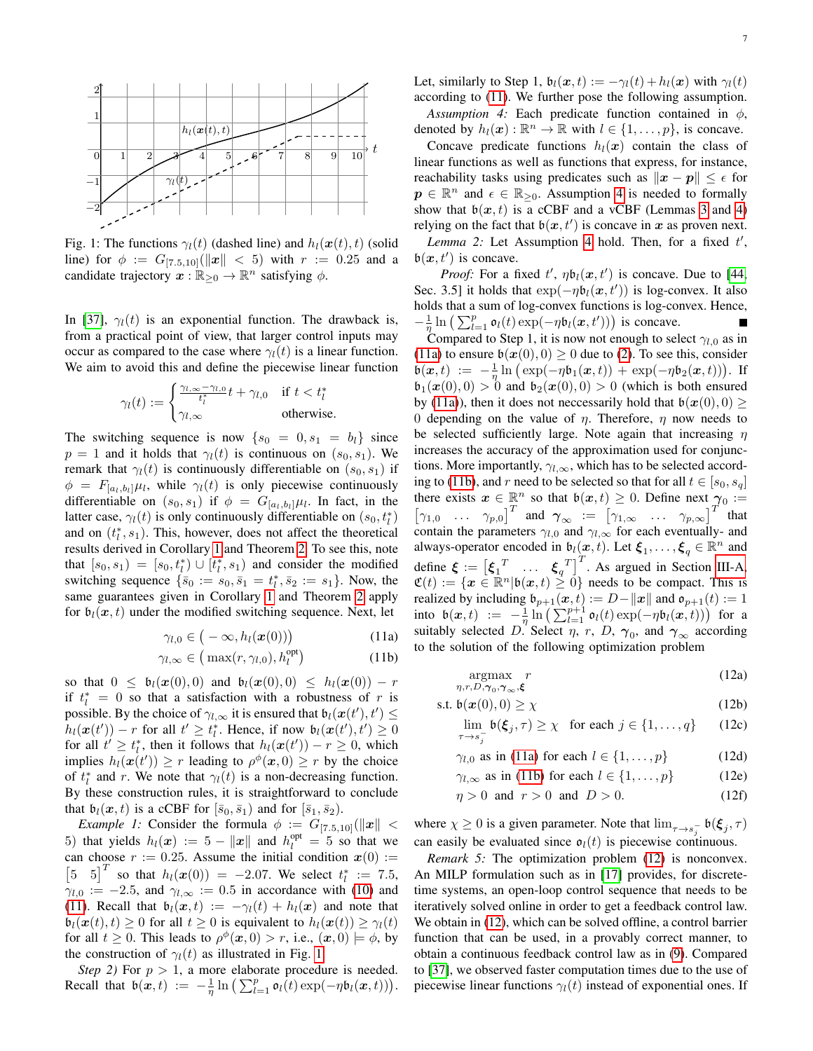Fig. 1: The functions $\gamma_l(t)$ (dashed line) and $h_l(\boldsymbol{x}(t),t)$ (solid line) for $\phi := G_{[7.5,10]}(\|\boldsymbol{x}\| < 5)$ with $r := 0.25$ and a candidate trajectory $\boldsymbol{x} : \mathbb{R}_{\geq 0} \to \mathbb{R}^n$ satisfying $\phi$.

In [37], $\gamma_l(t)$ is an exponential function. The drawback is, from a practical point of view, that larger control inputs may occur as compared to the case where $\gamma_l(t)$ is a linear function. We aim to avoid this and define the piecewise linear function

$$\gamma_l(t) := \begin{cases} \frac{\gamma_{l,\infty}-\gamma_{l,0}}{t_l^*}t + \gamma_{l,0} & \text{if } t < t_l^* \\ \gamma_{l,\infty} & \text{otherwise.} \end{cases}$$

The switching sequence is now $\{s_0 = 0, s_1 = b_l\}$ since $p = 1$ and it holds that $\gamma_l(t)$ is continuous on $(s_0, s_1)$. We remark that $\gamma_l(t)$ is continuously differentiable on $(s_0, s_1)$ if $\phi = F_{[a_l,b_l]}\mu_l$, while $\gamma_l(t)$ is only piecewise continuously differentiable on $(s_0, s_1)$ if $\phi = G_{[a_l,b_l]}\mu_l$. In fact, in the latter case, $\gamma_l(t)$ is only continuously differentiable on $(s_0, t_l^*)$ and on $(t_l^*, s_1)$. This, however, does not affect the theoretical results derived in Corollary 1 and Theorem 2. To see this, note that $[s_0, s_1) = [s_0, t_l^*) \cup [t_l^*, s_1)$ and consider the modified switching sequence $\{\bar{s}_0 := s_0, \bar{s}_1 = t_l^*, \bar{s}_2 := s_1\}$. Now, the same guarantees given in Corollary 1 and Theorem 2 apply for $\mathfrak{b}_l(\boldsymbol{x},t)$ under the modified switching sequence. Next, let

$$\gamma_{l,0} \in \big(-\infty, h_l(\boldsymbol{x}(0))\big) \tag{11a}$$
$$\gamma_{l,\infty} \in \big(\max(r, \gamma_{l,0}), h_l^{\text{opt}}\big) \tag{11b}$$

so that $0 \leq \mathfrak{b}_l(\boldsymbol{x}(0),0)$ and $\mathfrak{b}_l(\boldsymbol{x}(0),0) \leq h_l(\boldsymbol{x}(0)) - r$ if $t_l^* = 0$ so that a satisfaction with a robustness of $r$ is possible. By the choice of $\gamma_{l,\infty}$ it is ensured that $\mathfrak{b}_l(\boldsymbol{x}(t'),t') \leq h_l(\boldsymbol{x}(t')) - r$ for all $t' \geq t_l^*$. Hence, if now $\mathfrak{b}_l(\boldsymbol{x}(t'),t') \geq 0$ for all $t' \geq t_l^*$, then it follows that $h_l(\boldsymbol{x}(t')) - r \geq 0$, which implies $h_l(\boldsymbol{x}(t')) \geq r$ leading to $\rho^\phi(\boldsymbol{x},0) \geq r$ by the choice of $t_l^*$ and $r$. We note that $\gamma_l(t)$ is a non-decreasing function. By these construction rules, it is straightforward to conclude that $\mathfrak{b}_l(\boldsymbol{x},t)$ is a cCBF for $[\bar{s}_0, \bar{s}_1)$ and for $[\bar{s}_1, \bar{s}_2)$.

*Example 1:* Consider the formula $\phi := G_{[7.5,10]}(\|\boldsymbol{x}\| < 5)$ that yields $h_l(\boldsymbol{x}) := 5 - \|\boldsymbol{x}\|$ and $h_l^{\text{opt}} = 5$ so that we can choose $r := 0.25$. Assume the initial condition $\boldsymbol{x}(0) := \begin{bmatrix} 5 & 5 \end{bmatrix}^T$ so that $h_l(\boldsymbol{x}(0)) = -2.07$. We select $t_l^* := 7.5$, $\gamma_{l,0} := -2.5$, and $\gamma_{l,\infty} := 0.5$ in accordance with (10) and (11). Recall that $\mathfrak{b}_l(\boldsymbol{x},t) := -\gamma_l(t) + h_l(\boldsymbol{x})$ and note that $\mathfrak{b}_l(\boldsymbol{x}(t),t) \geq 0$ for all $t \geq 0$ is equivalent to $h_l(\boldsymbol{x}(t)) \geq \gamma_l(t)$ for all $t \geq 0$. This leads to $\rho^\phi(\boldsymbol{x},0) > r$, i.e., $(\boldsymbol{x},0) \models \phi$, by the construction of $\gamma_l(t)$ as illustrated in Fig. 1.

*Step 2)* For $p > 1$, a more elaborate procedure is needed. Recall that $\mathfrak{b}(\boldsymbol{x},t) := -\frac{1}{\eta}\ln\big(\sum_{l=1}^p \mathfrak{o}_l(t)\exp(-\eta\mathfrak{b}_l(\boldsymbol{x},t))\big)$. Let, similarly to Step 1, $\mathfrak{b}_l(\boldsymbol{x},t) := -\gamma_l(t) + h_l(\boldsymbol{x})$ with $\gamma_l(t)$ according to (11). We further pose the following assumption.

*Assumption 4:* Each predicate function contained in $\phi$, denoted by $h_l(\boldsymbol{x}) : \mathbb{R}^n \to \mathbb{R}$ with $l \in \{1, \ldots, p\}$, is concave.

Concave predicate functions $h_l(\boldsymbol{x})$ contain the class of linear functions as well as functions that express, for instance, reachability tasks using predicates such as $\|\boldsymbol{x} - \boldsymbol{p}\| \leq \epsilon$ for $\boldsymbol{p} \in \mathbb{R}^n$ and $\epsilon \in \mathbb{R}_{\geq 0}$. Assumption 4 is needed to formally show that $\mathfrak{b}(\boldsymbol{x},t)$ is a cCBF and a vCBF (Lemmas 3 and 4) relying on the fact that $\mathfrak{b}(\boldsymbol{x},t')$ is concave in $\boldsymbol{x}$ as proven next.

*Lemma 2:* Let Assumption 4 hold. Then, for a fixed $t'$, $\mathfrak{b}(\boldsymbol{x},t')$ is concave.

*Proof:* For a fixed $t'$, $\eta\mathfrak{b}_l(\boldsymbol{x},t')$ is concave. Due to [44, Sec. 3.5] it holds that $\exp(-\eta\mathfrak{b}_l(\boldsymbol{x},t'))$ is log-convex. It also holds that a sum of log-convex functions is log-convex. Hence, $-\frac{1}{\eta}\ln\big(\sum_{l=1}^p \mathfrak{o}_l(t)\exp(-\eta\mathfrak{b}_l(\boldsymbol{x},t'))\big)$ is concave. ∎

Compared to Step 1, it is now not enough to select $\gamma_{l,0}$ as in (11a) to ensure $\mathfrak{b}(\boldsymbol{x}(0),0) \geq 0$ due to (2). To see this, consider $\mathfrak{b}(\boldsymbol{x},t) := -\frac{1}{\eta}\ln\big(\exp(-\eta\mathfrak{b}_1(\boldsymbol{x},t)) + \exp(-\eta\mathfrak{b}_2(\boldsymbol{x},t))\big)$. If $\mathfrak{b}_1(\boldsymbol{x}(0),0) > 0$ and $\mathfrak{b}_2(\boldsymbol{x}(0),0) > 0$ (which is both ensured by (11a)), then it does not neccessarily hold that $\mathfrak{b}(\boldsymbol{x}(0),0) \geq 0$ depending on the value of $\eta$. Therefore, $\eta$ now needs to be selected sufficiently large. Note again that increasing $\eta$ increases the accuracy of the approximation used for conjunctions. More importantly, $\gamma_{l,\infty}$, which has to be selected according to (11b), and $r$ need to be selected so that for all $t \in [s_0, s_q]$ there exists $\boldsymbol{x} \in \mathbb{R}^n$ so that $\mathfrak{b}(\boldsymbol{x},t) \geq 0$. Define next $\boldsymbol{\gamma}_0 := \begin{bmatrix} \gamma_{1,0} & \ldots & \gamma_{p,0} \end{bmatrix}^T$ and $\boldsymbol{\gamma}_\infty := \begin{bmatrix} \gamma_{1,\infty} & \ldots & \gamma_{p,\infty} \end{bmatrix}^T$ that contain the parameters $\gamma_{l,0}$ and $\gamma_{l,\infty}$ for each eventually- and always-operator encoded in $\mathfrak{b}_l(\boldsymbol{x},t)$. Let $\boldsymbol{\xi}_1, \ldots, \boldsymbol{\xi}_q \in \mathbb{R}^n$ and define $\boldsymbol{\xi} := \begin{bmatrix} \boldsymbol{\xi}_1^T & \ldots & \boldsymbol{\xi}_q^T \end{bmatrix}^T$. As argued in Section III-A, $\mathfrak{C}(t) := \{\boldsymbol{x} \in \mathbb{R}^n | \mathfrak{b}(\boldsymbol{x},t) \geq 0\}$ needs to be compact. This is realized by including $\mathfrak{b}_{p+1}(\boldsymbol{x},t) := D - \|\boldsymbol{x}\|$ and $\mathfrak{o}_{p+1}(t) := 1$ into $\mathfrak{b}(\boldsymbol{x},t) := -\frac{1}{\eta}\ln\big(\sum_{l=1}^{p+1} \mathfrak{o}_l(t)\exp(-\eta\mathfrak{b}_l(\boldsymbol{x},t))\big)$ for a suitably selected $D$. Select $\eta$, $r$, $D$, $\boldsymbol{\gamma}_0$, and $\boldsymbol{\gamma}_\infty$ according to the solution of the following optimization problem

$$\underset{\eta,r,D,\boldsymbol{\gamma}_0,\boldsymbol{\gamma}_\infty,\boldsymbol{\xi}}{\text{argmax}} \quad r \tag{12a}$$
$$\text{s.t. } \mathfrak{b}(\boldsymbol{x}(0),0) \geq \chi \tag{12b}$$
$$\lim_{\tau \to s_j^-} \mathfrak{b}(\boldsymbol{\xi}_j,\tau) \geq \chi \quad \text{for each } j \in \{1, \ldots, q\} \tag{12c}$$
$$\gamma_{l,0} \text{ as in (11a) for each } l \in \{1, \ldots, p\} \tag{12d}$$
$$\gamma_{l,\infty} \text{ as in (11b) for each } l \in \{1, \ldots, p\} \tag{12e}$$
$$\eta > 0 \text{ and } r > 0 \text{ and } D > 0. \tag{12f}$$

where $\chi \geq 0$ is a given parameter. Note that $\lim_{\tau \to s_j^-} \mathfrak{b}(\boldsymbol{\xi}_j,\tau)$ can easily be evaluated since $\mathfrak{o}_l(t)$ is piecewise continuous.

*Remark 5:* The optimization problem (12) is nonconvex. An MILP formulation such as in [17] provides, for discrete-time systems, an open-loop control sequence that needs to be iteratively solved online in order to get a feedback control law. We obtain in (12), which can be solved offline, a control barrier function that can be used, in a provably correct manner, to obtain a continuous feedback control law as in (9). Compared to [37], we observed faster computation times due to the use of piecewise linear functions $\gamma_l(t)$ instead of exponential ones. If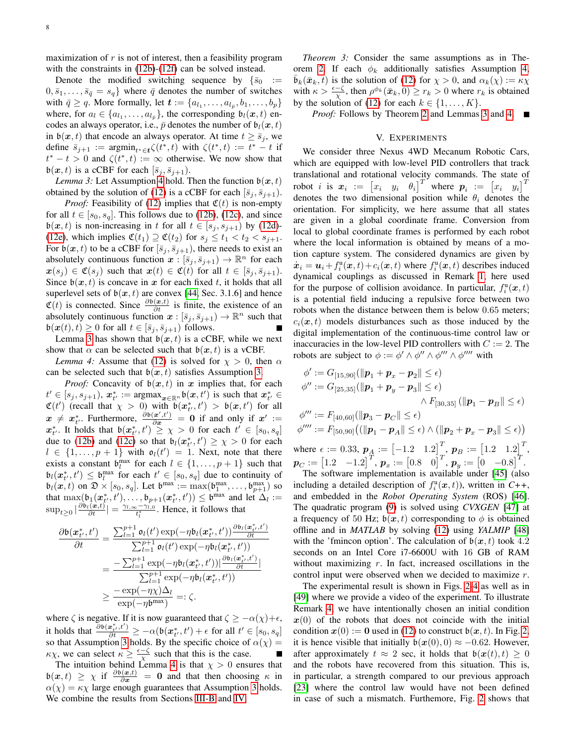maximization of $r$ is not of interest, then a feasibility program with the constraints in (12b)-(12f) can be solved instead.

Denote the modified switching sequence by $\{\bar{s}_0 := 0, \bar{s}_1, \ldots, \bar{s}_{\bar{q}} := s_q\}$ where $\bar{q}$ denotes the number of switches with $\bar{q} \geq q$. More formally, let $\boldsymbol{t} := \{a_{l_1}, \ldots, a_{l_{\bar{p}}}, b_1, \ldots, b_p\}$ where, for $a_l \in \{a_{l_1}, \ldots, a_{l_{\bar{p}}}\}$, the corresponding $\mathfrak{b}_l(\boldsymbol{x}, t)$ encodes an always operator, i.e., $\bar{p}$ denotes the number of $\mathfrak{b}_l(\boldsymbol{x}, t)$ in $\mathfrak{b}(\boldsymbol{x}, t)$ that encode an always operator. At time $t \geq \bar{s}_j$, we define $\bar{s}_{j+1} := \text{argmin}_{t^* \in \boldsymbol{t}} \zeta(t^*, t)$ with $\zeta(t^*, t) := t^* - t$ if $t^* - t > 0$ and $\zeta(t^*, t) := \infty$ otherwise. We now show that $\mathfrak{b}(\boldsymbol{x}, t)$ is a cCBF for each $[\bar{s}_j, \bar{s}_{j+1})$.

*Lemma 3:* Let Assumption 4 hold. Then the function $\mathfrak{b}(\boldsymbol{x}, t)$ obtained by the solution of (12) is a cCBF for each $[\bar{s}_j, \bar{s}_{j+1})$.

*Proof:* Feasibility of (12) implies that $\mathfrak{C}(t)$ is non-empty for all $t \in [s_0, s_q]$. This follows due to (12b), (12c), and since $\mathfrak{b}(\boldsymbol{x}, t)$ is non-increasing in $t$ for all $t \in [s_j, s_{j+1})$ by (12d)-(12e), which implies $\mathfrak{C}(t_1) \supseteq \mathfrak{C}(t_2)$ for $s_j \leq t_1 < t_2 < s_{j+1}$. For $\mathfrak{b}(\boldsymbol{x}, t)$ to be a cCBF for $[\bar{s}_j, \bar{s}_{j+1})$, there needs to exist an absolutely continuous function $\boldsymbol{x} : [\bar{s}_j, \bar{s}_{j+1}) \to \mathbb{R}^n$ for each $\boldsymbol{x}(s_j) \in \mathfrak{C}(s_j)$ such that $\boldsymbol{x}(t) \in \mathfrak{C}(t)$ for all $t \in [\bar{s}_j, \bar{s}_{j+1})$. Since $\mathfrak{b}(\boldsymbol{x}, t)$ is concave in $\boldsymbol{x}$ for each fixed $t$, it holds that all superlevel sets of $\mathfrak{b}(\boldsymbol{x}, t)$ are convex [44, Sec. 3.1.6] and hence $\mathfrak{C}(t)$ is connected. Since $\frac{\partial \mathfrak{b}(\boldsymbol{x}, t)}{\partial t}$ is finite, the existence of an absolutely continuous function $\boldsymbol{x} : [\bar{s}_j, \bar{s}_{j+1}) \to \mathbb{R}^n$ such that $\mathfrak{b}(\boldsymbol{x}(t), t) \geq 0$ for all $t \in [\bar{s}_j, \bar{s}_{j+1})$ follows. ■

Lemma 3 has shown that $\mathfrak{b}(\boldsymbol{x}, t)$ is a cCBF, while we next show that $\alpha$ can be selected such that $\mathfrak{b}(\boldsymbol{x}, t)$ is a vCBF.

*Lemma 4:* Assume that (12) is solved for $\chi > 0$, then $\alpha$ can be selected such that $\mathfrak{b}(\boldsymbol{x}, t)$ satisfies Assumption 3.

*Proof:* Concavity of $\mathfrak{b}(\boldsymbol{x}, t)$ in $\boldsymbol{x}$ implies that, for each $t' \in [s_j, s_{j+1})$, $\boldsymbol{x}^*_{t'} := \text{argmax}_{\boldsymbol{x} \in \mathbb{R}^n} \mathfrak{b}(\boldsymbol{x}, t')$ is such that $\boldsymbol{x}^*_{t'} \in \mathfrak{C}(t')$ (recall that $\chi > 0$) with $\mathfrak{b}(\boldsymbol{x}^*_{t'}, t') > \mathfrak{b}(\boldsymbol{x}, t')$ for all $\boldsymbol{x} \neq \boldsymbol{x}^*_{t'}$. Furthermore, $\frac{\partial \mathfrak{b}(\boldsymbol{x}', t')}{\partial \boldsymbol{x}} = \boldsymbol{0}$ if and only if $\boldsymbol{x}' := \boldsymbol{x}^*_{t'}$. It holds that $\mathfrak{b}(\boldsymbol{x}^*_{t'}, t') \geq \chi > 0$ for each $t' \in [s_0, s_q]$ due to (12b) and (12c) so that $\mathfrak{b}_l(\boldsymbol{x}^*_{t'}, t') \geq \chi > 0$ for each $l \in \{1, \ldots, p+1\}$ with $\mathfrak{o}_l(t') = 1$. Next, note that there exists a constant $\mathfrak{b}_l^{\max}$ for each $l \in \{1, \ldots, p+1\}$ such that $\mathfrak{b}_l(\boldsymbol{x}^*_{t'}, t') \leq \mathfrak{b}_l^{\max}$ for each $t' \in [s_0, s_q]$ due to continuity of $\mathfrak{b}_l(\boldsymbol{x}, t)$ on $\mathfrak{D} \times [s_0, s_q]$. Let $\mathfrak{b}^{\max} := \max(\mathfrak{b}_1^{\max}, \ldots, \mathfrak{b}_{p+1}^{\max})$ so that $\max(\mathfrak{b}_1(\boldsymbol{x}^*_{t'}, t'), \ldots, \mathfrak{b}_{p+1}(\boldsymbol{x}^*_{t'}, t')) \leq \mathfrak{b}^{\max}$ and let $\Delta_l := \sup_{t \geq 0} |\frac{\partial \mathfrak{b}_l(\boldsymbol{x}, t)}{\partial t}| = \frac{\gamma_{l,\infty} - \gamma_{l,0}}{t_l^*}$. Hence, it follows that

$$
\begin{aligned}
\frac{\partial \mathfrak{b}(\boldsymbol{x}^*_{t'}, t')}{\partial t} &= \frac{\sum_{l=1}^{p+1} \mathfrak{o}_l(t') \exp(-\eta \mathfrak{b}_l(\boldsymbol{x}^*_{t'}, t')) \frac{\partial \mathfrak{b}_l(\boldsymbol{x}^*_{t'}, t')}{\partial t}}{\sum_{l=1}^{p+1} \mathfrak{o}_l(t') \exp(-\eta \mathfrak{b}_l(\boldsymbol{x}^*_{t'}, t'))} \\
&= \frac{-\sum_{l=1}^{p+1} \exp(-\eta \mathfrak{b}_l(\boldsymbol{x}^*_{t'}, t')) |\frac{\partial \mathfrak{b}_l(\boldsymbol{x}^*_{t'}, t')}{\partial t}|}{\sum_{l=1}^{p+1} \exp(-\eta \mathfrak{b}_l(\boldsymbol{x}^*_{t'}, t'))} \\
&\geq \frac{-\exp(-\eta \chi) \Delta_l}{\exp(-\eta \mathfrak{b}^{\max})} =: \zeta.
\end{aligned}
$$

where $\zeta$ is negative. If it is now guaranteed that $\zeta \geq -\alpha(\chi) + \epsilon$, it holds that $\frac{\partial \mathfrak{b}(\boldsymbol{x}^*_{t'}, t')}{\partial t} \geq -\alpha(\mathfrak{b}(\boldsymbol{x}^*_{t'}, t')) + \epsilon$ for all $t' \in [s_0, s_q]$ so that Assumption 3 holds. By the specific choice of $\alpha(\chi) = \kappa\chi$, we can select $\kappa \geq \frac{\epsilon - \zeta}{\chi}$ such that this is the case. ■

The intuition behind Lemma 4 is that $\chi > 0$ ensures that $\mathfrak{b}(\boldsymbol{x}, t) \geq \chi$ if $\frac{\partial \mathfrak{b}(\boldsymbol{x}, t)}{\partial \boldsymbol{x}} = \boldsymbol{0}$ and that then choosing $\kappa$ in $\alpha(\chi) = \kappa\chi$ large enough guarantees that Assumption 3 holds. We combine the results from Sections III-B and IV.

*Theorem 3:* Consider the same assumptions as in Theorem 2. If each $\phi_k$ additionally satisfies Assumption 4, $\mathfrak{b}_k(\bar{\boldsymbol{x}}_k, t)$ is the solution of (12) for $\chi > 0$, and $\alpha_k(\chi) := \kappa\chi$ with $\kappa > \frac{\epsilon - \zeta}{\chi}$, then $\rho^{\phi_k}(\bar{\boldsymbol{x}}_k, 0) \geq r_k > 0$ where $r_k$ is obtained by the solution of (12) for each $k \in \{1, \ldots, K\}$.

*Proof:* Follows by Theorem 2 and Lemmas 3 and 4. ■

## V. Experiments

We consider three Nexus 4WD Mecanum Robotic Cars, which are equipped with low-level PID controllers that track translational and rotational velocity commands. The state of robot $i$ is $\boldsymbol{x}_i := \begin{bmatrix} x_i & y_i & \theta_i \end{bmatrix}^T$ where $\boldsymbol{p}_i := \begin{bmatrix} x_i & y_i \end{bmatrix}^T$ denotes the two dimensional position while $\theta_i$ denotes the orientation. For simplicity, we here assume that all states are given in a global coordinate frame. Conversion from local to global coordinate frames is performed by each robot where the local information is obtained by means of a motion capture system. The considered dynamics are given by $\dot{\boldsymbol{x}}_i = \boldsymbol{u}_i + f_i^{\text{u}}(\boldsymbol{x}, t) + c_i(\boldsymbol{x}, t)$ where $f_i^{\text{u}}(\boldsymbol{x}, t)$ describes induced dynamical couplings as discussed in Remark 1, here used for the purpose of collision avoidance. In particular, $f_i^{\text{u}}(\boldsymbol{x}, t)$ is a potential field inducing a repulsive force between two robots when the distance between them is below 0.65 meters; $c_i(\boldsymbol{x}, t)$ models disturbances such as those induced by the digital implementation of the continuous-time control law or inaccuracies in the low-level PID controllers with $C := 2$. The robots are subject to $\phi := \phi' \wedge \phi'' \wedge \phi''' \wedge \phi''''$ with

$$
\begin{aligned}
\phi' &:= G_{[15,90]}(\|\boldsymbol{p}_1 + \boldsymbol{p}_x - \boldsymbol{p}_2\| \leq \epsilon) \\
\phi'' &:= G_{[25,35]}(\|\boldsymbol{p}_1 + \boldsymbol{p}_y - \boldsymbol{p}_3\| \leq \epsilon) \\
&\qquad\qquad \wedge F_{[30,35]}(\|\boldsymbol{p}_1 - \boldsymbol{p}_B\| \leq \epsilon) \\
\phi''' &:= F_{[40,60]}(\|\boldsymbol{p}_3 - \boldsymbol{p}_C\| \leq \epsilon) \\
\phi'''' &:= F_{[50,90]}\big((\|\boldsymbol{p}_1 - \boldsymbol{p}_A\| \leq \epsilon) \wedge (\|\boldsymbol{p}_2 + \boldsymbol{p}_x - \boldsymbol{p}_3\| \leq \epsilon)\big)
\end{aligned}
$$

where $\epsilon := 0.33$, $\boldsymbol{p}_A := \begin{bmatrix} -1.2 & 1.2 \end{bmatrix}^T$, $\boldsymbol{p}_B := \begin{bmatrix} 1.2 & 1.2 \end{bmatrix}^T$, $\boldsymbol{p}_C := \begin{bmatrix} 1.2 & -1.2 \end{bmatrix}^T$, $\boldsymbol{p}_x := \begin{bmatrix} 0.8 & 0 \end{bmatrix}^T$, $\boldsymbol{p}_y := \begin{bmatrix} 0 & -0.8 \end{bmatrix}^T$.

The software implementation is available under [45] (also including a detailed description of $f_i^{\text{u}}(\boldsymbol{x}, t)$), written in *C++*, and embedded in the *Robot Operating System* (ROS) [46]. The quadratic program (9) is solved using *CVXGEN* [47] at a frequency of 50 Hz; $\mathfrak{b}(\boldsymbol{x}, t)$ corresponding to $\phi$ is obtained offline and in *MATLAB* by solving (12) using *YALMIP* [48] with the 'fmincon option'. The calculation of $\mathfrak{b}(\boldsymbol{x}, t)$ took 4.2 seconds on an Intel Core i7-6600U with 16 GB of RAM without maximizing $r$. In fact, increased oscillations in the control input were observed when we decided to maximize $r$.

The experimental result is shown in Figs. 2-4 as well as in [49] where we provide a video of the experiment. To illustrate Remark 4, we have intentionally chosen an initial condition $\boldsymbol{x}(0)$ of the robots that does not coincide with the initial condition $\boldsymbol{x}(0) := \boldsymbol{0}$ used in (12) to construct $\mathfrak{b}(\boldsymbol{x}, t)$. In Fig. 2, it is hence visible that initially $\mathfrak{b}(\boldsymbol{x}(0), 0) \approx -0.62$. However, after approximately $t \approx 2$ sec, it holds that $\mathfrak{b}(\boldsymbol{x}(t), t) \geq 0$ and the robots have recovered from this situation. This is, in particular, a strength compared to our previous approach [23] where the control law would have not been defined in case of such a mismatch. Furthermore, Fig. 2 shows that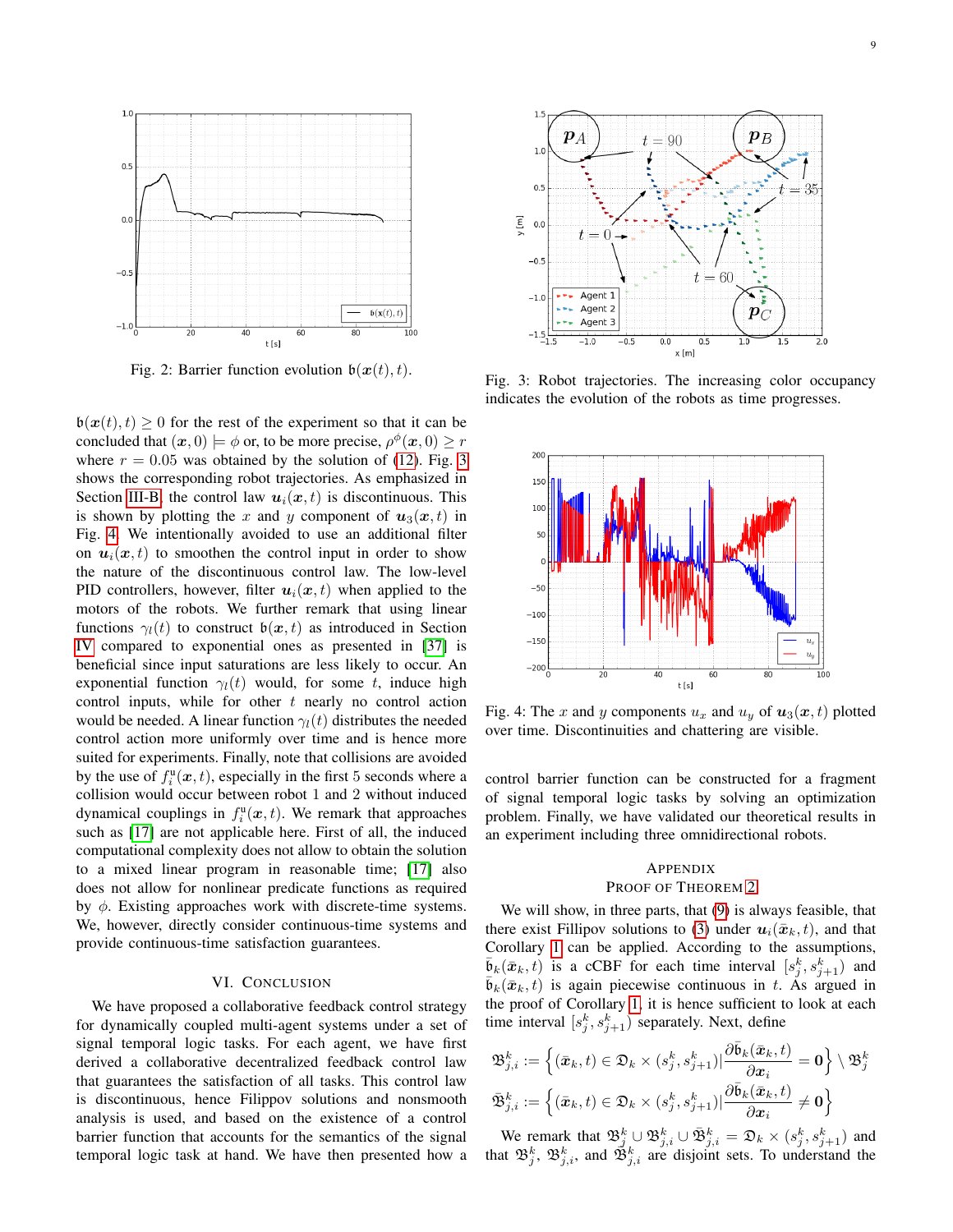Fig. 2: Barrier function evolution $\mathfrak{b}(\boldsymbol{x}(t), t)$.

Fig. 3: Robot trajectories. The increasing color occupancy indicates the evolution of the robots as time progresses.

$\mathfrak{b}(\boldsymbol{x}(t), t) \geq 0$ for the rest of the experiment so that it can be concluded that $(\boldsymbol{x}, 0) \models \phi$ or, to be more precise, $\rho^{\phi}(\boldsymbol{x}, 0) \geq r$ where $r = 0.05$ was obtained by the solution of (12). Fig. 3 shows the corresponding robot trajectories. As emphasized in Section III-B, the control law $\boldsymbol{u}_i(\boldsymbol{x}, t)$ is discontinuous. This is shown by plotting the $x$ and $y$ component of $\boldsymbol{u}_3(\boldsymbol{x}, t)$ in Fig. 4. We intentionally avoided to use an additional filter on $\boldsymbol{u}_i(\boldsymbol{x}, t)$ to smoothen the control input in order to show the nature of the discontinuous control law. The low-level PID controllers, however, filter $\boldsymbol{u}_i(\boldsymbol{x}, t)$ when applied to the motors of the robots. We further remark that using linear functions $\gamma_l(t)$ to construct $\mathfrak{b}(\boldsymbol{x}, t)$ as introduced in Section IV compared to exponential ones as presented in [37] is beneficial since input saturations are less likely to occur. An exponential function $\gamma_l(t)$ would, for some $t$, induce high control inputs, while for other $t$ nearly no control action would be needed. A linear function $\gamma_l(t)$ distributes the needed control action more uniformly over time and is hence more suited for experiments. Finally, note that collisions are avoided by the use of $f_i^{\text{u}}(\boldsymbol{x}, t)$, especially in the first 5 seconds where a collision would occur between robot 1 and 2 without induced dynamical couplings in $f_i^{\text{u}}(\boldsymbol{x}, t)$. We remark that approaches such as [17] are not applicable here. First of all, the induced computational complexity does not allow to obtain the solution to a mixed linear program in reasonable time; [17] also does not allow for nonlinear predicate functions as required by $\phi$. Existing approaches work with discrete-time systems. We, however, directly consider continuous-time systems and provide continuous-time satisfaction guarantees.

Fig. 4: The $x$ and $y$ components $u_x$ and $u_y$ of $\boldsymbol{u}_3(\boldsymbol{x}, t)$ plotted over time. Discontinuities and chattering are visible.

## VI. Conclusion

We have proposed a collaborative feedback control strategy for dynamically coupled multi-agent systems under a set of signal temporal logic tasks. For each agent, we have first derived a collaborative decentralized feedback control law that guarantees the satisfaction of all tasks. This control law is discontinuous, hence Filippov solutions and nonsmooth analysis is used, and based on the existence of a control barrier function that accounts for the semantics of the signal temporal logic task at hand. We have then presented how a control barrier function can be constructed for a fragment of signal temporal logic tasks by solving an optimization problem. Finally, we have validated our theoretical results in an experiment including three omnidirectional robots.

## Appendix
### Proof of Theorem 2

We will show, in three parts, that (9) is always feasible, that there exist Fillipov solutions to (3) under $\boldsymbol{u}_i(\bar{\boldsymbol{x}}_k, t)$, and that Corollary 1 can be applied. According to the assumptions, $\bar{\mathfrak{b}}_k(\bar{\boldsymbol{x}}_k, t)$ is a cCBF for each time interval $[s_j^k, s_{j+1}^k)$ and $\bar{\mathfrak{b}}_k(\bar{\boldsymbol{x}}_k, t)$ is again piecewise continuous in $t$. As argued in the proof of Corollary 1, it is hence sufficient to look at each time interval $[s_j^k, s_{j+1}^k)$ separately. Next, define

$$\mathfrak{B}_{j,i}^k := \left\{(\bar{\boldsymbol{x}}_k, t) \in \mathfrak{D}_k \times (s_j^k, s_{j+1}^k) \middle| \frac{\partial \bar{\mathfrak{b}}_k(\bar{\boldsymbol{x}}_k, t)}{\partial \boldsymbol{x}_i} = \boldsymbol{0}\right\} \setminus \mathfrak{B}_j^k$$

$$\bar{\mathfrak{B}}_{j,i}^k := \left\{(\bar{\boldsymbol{x}}_k, t) \in \mathfrak{D}_k \times (s_j^k, s_{j+1}^k) \middle| \frac{\partial \bar{\mathfrak{b}}_k(\bar{\boldsymbol{x}}_k, t)}{\partial \boldsymbol{x}_i} \neq \boldsymbol{0}\right\}$$

We remark that $\mathfrak{B}_j^k \cup \mathfrak{B}_{j,i}^k \cup \bar{\mathfrak{B}}_{j,i}^k = \mathfrak{D}_k \times (s_j^k, s_{j+1}^k)$ and that $\mathfrak{B}_j^k$, $\mathfrak{B}_{j,i}^k$, and $\bar{\mathfrak{B}}_{j,i}^k$ are disjoint sets. To understand the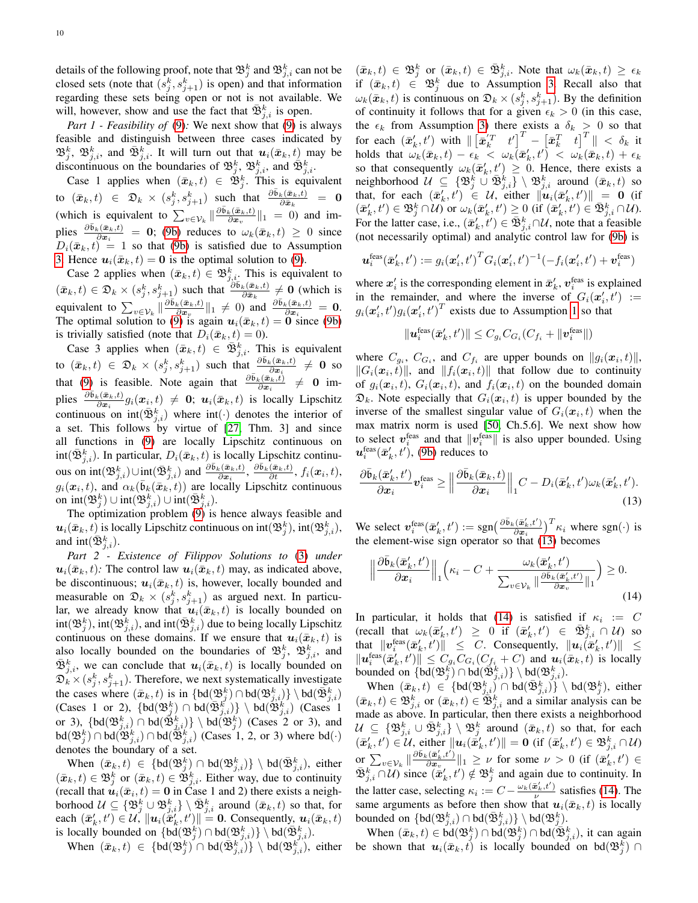details of the following proof, note that $\mathfrak{B}_j^k$ and $\mathfrak{B}_{j,i}^k$ can not be closed sets (note that $(s_j^k, s_{j+1}^k)$ is open) and that information regarding these sets being open or not is not available. We will, however, show and use the fact that $\bar{\mathfrak{B}}_{j,i}^k$ is open.

*Part 1 - Feasibility of* (9)*:* We next show that (9) is always feasible and distinguish between three cases indicated by $\mathfrak{B}_j^k$, $\mathfrak{B}_{j,i}^k$, and $\bar{\mathfrak{B}}_{j,i}^k$. It will turn out that $\boldsymbol{u}_i(\bar{\boldsymbol{x}}_k, t)$ may be discontinuous on the boundaries of $\mathfrak{B}_j^k$, $\mathfrak{B}_{j,i}^k$, and $\bar{\mathfrak{B}}_{j,i}^k$.

Case 1 applies when $(\bar{\boldsymbol{x}}_k, t) \in \mathfrak{B}_j^k$. This is equivalent to $(\bar{\boldsymbol{x}}_k, t) \in \mathfrak{D}_k \times (s_j^k, s_{j+1}^k)$ such that $\frac{\partial \bar{\mathfrak{b}}_k(\bar{\boldsymbol{x}}_k,t)}{\partial \bar{\boldsymbol{x}}_k} = \boldsymbol{0}$ (which is equivalent to $\sum_{v\in\mathcal{V}_k} \|\frac{\partial \bar{\mathfrak{b}}_k(\bar{\boldsymbol{x}}_k,t)}{\partial \boldsymbol{x}_v}\|_1 = 0$) and implies $\frac{\partial \bar{\mathfrak{b}}_k(\bar{\boldsymbol{x}}_k,t)}{\partial \boldsymbol{x}_i} = \boldsymbol{0}$; (9b) reduces to $\omega_k(\bar{\boldsymbol{x}}_k, t) \geq 0$ since $D_i(\bar{\boldsymbol{x}}_k, t) = 1$ so that (9b) is satisfied due to Assumption 3. Hence $\boldsymbol{u}_i(\bar{\boldsymbol{x}}_k, t) = \boldsymbol{0}$ is the optimal solution to (9).

Case 2 applies when $(\bar{\boldsymbol{x}}_k, t) \in \mathfrak{B}_{j,i}^k$. This is equivalent to $(\bar{\boldsymbol{x}}_k, t) \in \mathfrak{D}_k \times (s_j^k, s_{j+1}^k)$ such that $\frac{\partial \bar{\mathfrak{b}}_k(\bar{\boldsymbol{x}}_k,t)}{\partial \bar{\boldsymbol{x}}_k} \neq \boldsymbol{0}$ (which is equivalent to $\sum_{v\in\mathcal{V}_k} \|\frac{\partial \bar{\mathfrak{b}}_k(\bar{\boldsymbol{x}}_k,t)}{\partial \boldsymbol{x}_v}\|_1 \neq 0$) and $\frac{\partial \bar{\mathfrak{b}}_k(\bar{\boldsymbol{x}}_k,t)}{\partial \boldsymbol{x}_i} = \boldsymbol{0}$. The optimal solution to (9) is again $\boldsymbol{u}_i(\bar{\boldsymbol{x}}_k, t) = \boldsymbol{0}$ since (9b) is trivially satisfied (note that $D_i(\bar{\boldsymbol{x}}_k, t) = 0$).

Case 3 applies when $(\bar{\boldsymbol{x}}_k, t) \in \bar{\mathfrak{B}}_{j,i}^k$. This is equivalent to $(\bar{\boldsymbol{x}}_k, t) \in \mathfrak{D}_k \times (s_j^k, s_{j+1}^k)$ such that $\frac{\partial \bar{\mathfrak{b}}_k(\bar{\boldsymbol{x}}_k,t)}{\partial \boldsymbol{x}_i} \neq \boldsymbol{0}$ so that (9) is feasible. Note again that $\frac{\partial \bar{\mathfrak{b}}_k(\bar{\boldsymbol{x}}_k,t)}{\partial \boldsymbol{x}_i} \neq \boldsymbol{0}$ implies $\frac{\partial \bar{\mathfrak{b}}_k(\bar{\boldsymbol{x}}_k,t)}{\partial \boldsymbol{x}_i} g_i(\boldsymbol{x}_i, t) \neq \boldsymbol{0}$; $\boldsymbol{u}_i(\bar{\boldsymbol{x}}_k, t)$ is locally Lipschitz continuous on $\text{int}(\bar{\mathfrak{B}}_{j,i}^k)$ where $\text{int}(\cdot)$ denotes the interior of a set. This follows by virtue of [27, Thm. 3] and since all functions in (9) are locally Lipschitz continuous on $\text{int}(\bar{\mathfrak{B}}_{j,i}^k)$. In particular, $D_i(\bar{\boldsymbol{x}}_k, t)$ is locally Lipschitz continuous on $\text{int}(\mathfrak{B}_{j,i}^k) \cup \text{int}(\bar{\mathfrak{B}}_{j,i}^k)$ and $\frac{\partial \bar{\mathfrak{b}}_k(\bar{\boldsymbol{x}}_k,t)}{\partial \boldsymbol{x}_i}$, $\frac{\partial \bar{\mathfrak{b}}_k(\bar{\boldsymbol{x}}_k,t)}{\partial t}$, $f_i(\boldsymbol{x}_i, t)$, $g_i(\boldsymbol{x}_i, t)$, and $\alpha_k(\bar{\mathfrak{b}}_k(\bar{\boldsymbol{x}}_k, t))$ are locally Lipschitz continuous on $\text{int}(\mathfrak{B}_j^k) \cup \text{int}(\mathfrak{B}_{j,i}^k) \cup \text{int}(\bar{\mathfrak{B}}_{j,i}^k)$.

The optimization problem (9) is hence always feasible and $\boldsymbol{u}_i(\bar{\boldsymbol{x}}_k, t)$ is locally Lipschitz continuous on $\text{int}(\mathfrak{B}_j^k)$, $\text{int}(\mathfrak{B}_{j,i}^k)$, and $\text{int}(\bar{\mathfrak{B}}_{j,i}^k)$.

*Part 2 - Existence of Filippov Solutions to* (3) *under* $\boldsymbol{u}_i(\bar{\boldsymbol{x}}_k, t)$*:* The control law $\boldsymbol{u}_i(\bar{\boldsymbol{x}}_k, t)$ may, as indicated above, be discontinuous; $\boldsymbol{u}_i(\bar{\boldsymbol{x}}_k, t)$ is, however, locally bounded and measurable on $\mathfrak{D}_k \times (s_j^k, s_{j+1}^k)$ as argued next. In particular, we already know that $\boldsymbol{u}_i(\bar{\boldsymbol{x}}_k, t)$ is locally bounded on $\text{int}(\mathfrak{B}_j^k)$, $\text{int}(\mathfrak{B}_{j,i}^k)$, and $\text{int}(\bar{\mathfrak{B}}_{j,i}^k)$ due to being locally Lipschitz continuous on these domains. If we ensure that $\boldsymbol{u}_i(\bar{\boldsymbol{x}}_k, t)$ is also locally bounded on the boundaries of $\mathfrak{B}_j^k$, $\mathfrak{B}_{j,i}^k$, and $\bar{\mathfrak{B}}_{j,i}^k$, we can conclude that $\boldsymbol{u}_i(\bar{\boldsymbol{x}}_k, t)$ is locally bounded on $\mathfrak{D}_k \times (s_j^k, s_{j+1}^k)$. Therefore, we next systematically investigate the cases where $(\bar{\boldsymbol{x}}_k, t)$ is in $\{\text{bd}(\mathfrak{B}_j^k) \cap \text{bd}(\mathfrak{B}_{j,i}^k)\} \setminus \text{bd}(\bar{\mathfrak{B}}_{j,i}^k)$ (Cases 1 or 2), $\{\text{bd}(\mathfrak{B}_j^k) \cap \text{bd}(\bar{\mathfrak{B}}_{j,i}^k)\} \setminus \text{bd}(\mathfrak{B}_{j,i}^k)$ (Cases 1 or 3), $\{\text{bd}(\mathfrak{B}_{j,i}^k) \cap \text{bd}(\bar{\mathfrak{B}}_{j,i}^k)\} \setminus \text{bd}(\mathfrak{B}_j^k)$ (Cases 2 or 3), and $\text{bd}(\mathfrak{B}_j^k) \cap \text{bd}(\mathfrak{B}_{j,i}^k) \cap \text{bd}(\bar{\mathfrak{B}}_{j,i}^k)$ (Cases 1, 2, or 3) where $\text{bd}(\cdot)$ denotes the boundary of a set.

When $(\bar{\boldsymbol{x}}_k, t) \in \{\text{bd}(\mathfrak{B}_j^k) \cap \text{bd}(\mathfrak{B}_{j,i}^k)\} \setminus \text{bd}(\bar{\mathfrak{B}}_{j,i}^k)$, either $(\bar{\boldsymbol{x}}_k, t) \in \mathfrak{B}_j^k$ or $(\bar{\boldsymbol{x}}_k, t) \in \mathfrak{B}_{j,i}^k$. Either way, due to continuity (recall that $\boldsymbol{u}_i(\bar{\boldsymbol{x}}_k, t) = \boldsymbol{0}$ in Case 1 and 2) there exists a neighborhood $\mathcal{U} \subseteq \{\mathfrak{B}_j^k \cup \mathfrak{B}_{j,i}^k\} \setminus \bar{\mathfrak{B}}_{j,i}^k$ around $(\bar{\boldsymbol{x}}_k, t)$ so that, for each $(\bar{\boldsymbol{x}}_k', t') \in \mathcal{U}$, $\|\boldsymbol{u}_i(\bar{\boldsymbol{x}}_k', t')\| = \boldsymbol{0}$. Consequently, $\boldsymbol{u}_i(\bar{\boldsymbol{x}}_k, t)$ is locally bounded on $\{\text{bd}(\mathfrak{B}_j^k) \cap \text{bd}(\mathfrak{B}_{j,i}^k)\} \setminus \text{bd}(\bar{\mathfrak{B}}_{j,i}^k)$.

When $(\bar{\boldsymbol{x}}_k, t) \in \{\text{bd}(\mathfrak{B}_j^k) \cap \text{bd}(\bar{\mathfrak{B}}_{j,i}^k)\} \setminus \text{bd}(\mathfrak{B}_{j,i}^k)$, either $(\bar{\boldsymbol{x}}_k, t) \in \mathfrak{B}_j^k$ or $(\bar{\boldsymbol{x}}_k, t) \in \bar{\mathfrak{B}}_{j,i}^k$. Note that $\omega_k(\bar{\boldsymbol{x}}_k, t) \geq \epsilon_k$ if $(\bar{\boldsymbol{x}}_k, t) \in \mathfrak{B}_j^k$ due to Assumption 3. Recall also that $\omega_k(\bar{\boldsymbol{x}}_k, t)$ is continuous on $\mathfrak{D}_k \times (s_j^k, s_{j+1}^k)$. By the definition of continuity it follows that for a given $\epsilon_k > 0$ (in this case, the $\epsilon_k$ from Assumption 3) there exists a $\delta_k > 0$ so that for each $(\bar{\boldsymbol{x}}_k', t')$ with $\| \begin{bmatrix}\bar{\boldsymbol{x}}_k'^T & t'\end{bmatrix}^T - \begin{bmatrix}\bar{\boldsymbol{x}}_k^T & t\end{bmatrix}^T \| < \delta_k$ it holds that $\omega_k(\bar{\boldsymbol{x}}_k, t) - \epsilon_k < \omega_k(\bar{\boldsymbol{x}}_k', t') < \omega_k(\bar{\boldsymbol{x}}_k, t) + \epsilon_k$ so that consequently $\omega_k(\bar{\boldsymbol{x}}_k', t') \geq 0$. Hence, there exists a neighborhood $\mathcal{U} \subseteq \{\mathfrak{B}_j^k \cup \bar{\mathfrak{B}}_{j,i}^k\} \setminus \mathfrak{B}_{j,i}^k$ around $(\bar{\boldsymbol{x}}_k, t)$ so that, for each $(\bar{\boldsymbol{x}}_k', t') \in \mathcal{U}$, either $\|\boldsymbol{u}_i(\bar{\boldsymbol{x}}_k', t')\| = \boldsymbol{0}$ (if $(\bar{\boldsymbol{x}}_k', t') \in \mathfrak{B}_j^k \cap \mathcal{U}$) or $\omega_k(\bar{\boldsymbol{x}}_k', t') \geq 0$ (if $(\bar{\boldsymbol{x}}_k', t') \in \bar{\mathfrak{B}}_{j,i}^k \cap \mathcal{U}$). For the latter case, i.e., $(\bar{\boldsymbol{x}}_k', t') \in \bar{\mathfrak{B}}_{j,i}^k \cap \mathcal{U}$, note that a feasible (not necessarily optimal) and analytic control law for (9b) is

$$\boldsymbol{u}_i^{\text{feas}}(\bar{\boldsymbol{x}}_k', t') := g_i(\boldsymbol{x}_i', t')^T G_i(\boldsymbol{x}_i', t')^{-1}(-f_i(\boldsymbol{x}_i', t') + \boldsymbol{v}_i^{\text{feas}})$$

where $\boldsymbol{x}_i'$ is the corresponding element in $\bar{\boldsymbol{x}}_k'$, $\boldsymbol{v}_i^{\text{feas}}$ is explained in the remainder, and where the inverse of $G_i(\boldsymbol{x}_i', t') := g_i(\boldsymbol{x}_i', t') g_i(\boldsymbol{x}_i', t')^T$ exists due to Assumption 1 so that

$$\|\boldsymbol{u}_i^{\text{feas}}(\bar{\boldsymbol{x}}_k', t')\| \leq C_{g_i} C_{G_i}(C_{f_i} + \|\boldsymbol{v}_i^{\text{feas}}\|)$$

where $C_{g_i}$, $C_{G_i}$, and $C_{f_i}$ are upper bounds on $\|g_i(\boldsymbol{x}_i, t)\|$, $\|G_i(\boldsymbol{x}_i, t)\|$, and $\|f_i(\boldsymbol{x}_i, t)\|$ that follow due to continuity of $g_i(\boldsymbol{x}_i, t)$, $G_i(\boldsymbol{x}_i, t)$, and $f_i(\boldsymbol{x}_i, t)$ on the bounded domain $\mathfrak{D}_k$. Note especially that $G_i(\boldsymbol{x}_i, t)$ is upper bounded by the inverse of the smallest singular value of $G_i(\boldsymbol{x}_i, t)$ when the max matrix norm is used [50, Ch.5.6]. We next show how to select $\boldsymbol{v}_i^{\text{feas}}$ and that $\|\boldsymbol{v}_i^{\text{feas}}\|$ is also upper bounded. Using $\boldsymbol{u}_i^{\text{feas}}(\bar{\boldsymbol{x}}_k', t')$, (9b) reduces to

$$\frac{\partial \bar{\mathfrak{b}}_k(\bar{\boldsymbol{x}}_k', t')}{\partial \boldsymbol{x}_i} \boldsymbol{v}_i^{\text{feas}} \geq \Big\| \frac{\partial \bar{\mathfrak{b}}_k(\bar{\boldsymbol{x}}_k, t)}{\partial \boldsymbol{x}_i} \Big\|_1 C - D_i(\bar{\boldsymbol{x}}_k', t') \omega_k(\bar{\boldsymbol{x}}_k', t'). \tag{13}$$

We select $\boldsymbol{v}_i^{\text{feas}}(\bar{\boldsymbol{x}}_k', t') := \text{sgn}\big(\frac{\partial \bar{\mathfrak{b}}_k(\bar{\boldsymbol{x}}_k', t')}{\partial \boldsymbol{x}_i}\big)^T \kappa_i$ where $\text{sgn}(\cdot)$ is the element-wise sign operator so that (13) becomes

$$\Big\| \frac{\partial \bar{\mathfrak{b}}_k(\bar{\boldsymbol{x}}_k', t')}{\partial \boldsymbol{x}_i} \Big\|_1 \Big( \kappa_i - C + \frac{\omega_k(\bar{\boldsymbol{x}}_k', t')}{\sum_{v\in\mathcal{V}_k} \|\frac{\partial \bar{\mathfrak{b}}_k(\bar{\boldsymbol{x}}_k', t')}{\partial \boldsymbol{x}_v}\|_1} \Big) \geq 0. \tag{14}$$

In particular, it holds that (14) is satisfied if $\kappa_i := C$ (recall that $\omega_k(\bar{\boldsymbol{x}}_k', t') \geq 0$ if $(\bar{\boldsymbol{x}}_k', t') \in \bar{\mathfrak{B}}_{j,i}^k \cap \mathcal{U}$) so that $\|\boldsymbol{v}_i^{\text{feas}}(\bar{\boldsymbol{x}}_k', t')\| \leq C$. Consequently, $\|\boldsymbol{u}_i(\bar{\boldsymbol{x}}_k', t')\| \leq \|\boldsymbol{u}_i^{\text{feas}}(\bar{\boldsymbol{x}}_k', t')\| \leq C_{g_i} C_{G_i}(C_{f_i} + C)$ and $\boldsymbol{u}_i(\bar{\boldsymbol{x}}_k, t)$ is locally bounded on $\{\text{bd}(\mathfrak{B}_j^k) \cap \text{bd}(\bar{\mathfrak{B}}_{j,i}^k)\} \setminus \text{bd}(\mathfrak{B}_{j,i}^k)$.

When $(\bar{\boldsymbol{x}}_k, t) \in \{\text{bd}(\mathfrak{B}_{j,i}^k) \cap \text{bd}(\bar{\mathfrak{B}}_{j,i}^k)\} \setminus \text{bd}(\mathfrak{B}_j^k)$, either $(\bar{\boldsymbol{x}}_k, t) \in \mathfrak{B}_{j,i}^k$ or $(\bar{\boldsymbol{x}}_k, t) \in \bar{\mathfrak{B}}_{j,i}^k$ and a similar analysis can be made as above. In particular, then there exists a neighborhood $\mathcal{U} \subseteq \{\mathfrak{B}_{j,i}^k \cup \bar{\mathfrak{B}}_{j,i}^k\} \setminus \mathfrak{B}_j^k$ around $(\bar{\boldsymbol{x}}_k, t)$ so that, for each $(\bar{\boldsymbol{x}}_k', t') \in \mathcal{U}$, either $\|\boldsymbol{u}_i(\bar{\boldsymbol{x}}_k', t')\| = \boldsymbol{0}$ (if $(\bar{\boldsymbol{x}}_k', t') \in \mathfrak{B}_{j,i}^k \cap \mathcal{U}$) or $\sum_{v\in\mathcal{V}_k} \|\frac{\partial \bar{\mathfrak{b}}_k(\bar{\boldsymbol{x}}_k', t')}{\partial \boldsymbol{x}_v}\|_1 \geq \nu$ for some $\nu > 0$ (if $(\bar{\boldsymbol{x}}_k', t') \in \bar{\mathfrak{B}}_{j,i}^k \cap \mathcal{U}$) since $(\bar{\boldsymbol{x}}_k', t') \notin \mathfrak{B}_j^k$ and again due to continuity. In the latter case, selecting $\kappa_i := C - \frac{\omega_k(\bar{\boldsymbol{x}}_k', t')}{\nu}$ satisfies (14). The same arguments as before then show that $\boldsymbol{u}_i(\bar{\boldsymbol{x}}_k, t)$ is locally bounded on $\{\text{bd}(\mathfrak{B}_{j,i}^k) \cap \text{bd}(\bar{\mathfrak{B}}_{j,i}^k)\} \setminus \text{bd}(\mathfrak{B}_j^k)$.

When $(\bar{\boldsymbol{x}}_k, t) \in \text{bd}(\mathfrak{B}_j^k) \cap \text{bd}(\mathfrak{B}_j^k) \cap \text{bd}(\bar{\mathfrak{B}}_{j,i}^k)$, it can again be shown that $\boldsymbol{u}_i(\bar{\boldsymbol{x}}_k, t)$ is locally bounded on $\text{bd}(\mathfrak{B}_j^k) \cap$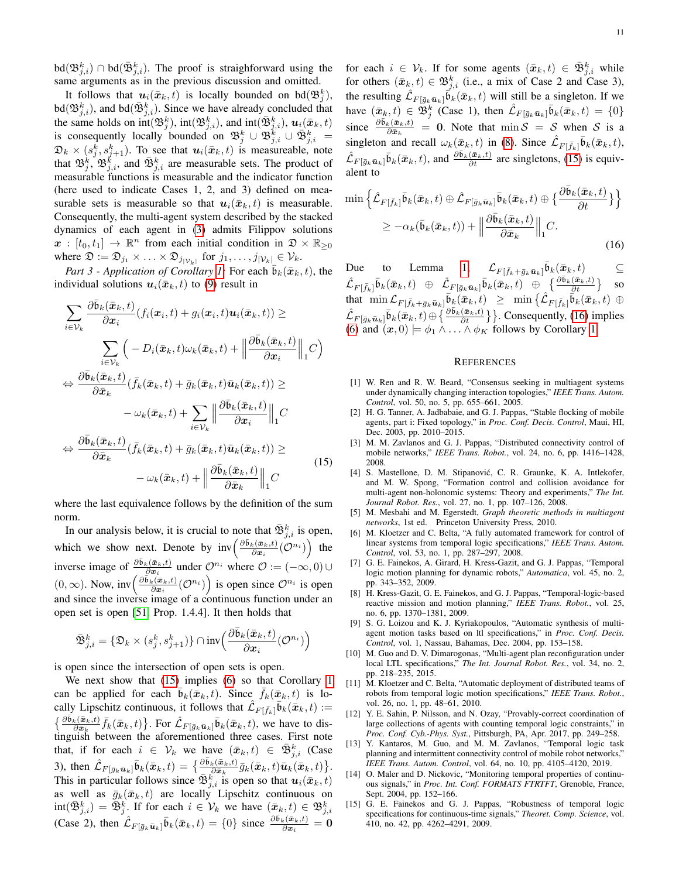$\text{bd}(\mathfrak{B}^k_{j,i}) \cap \text{bd}(\bar{\mathfrak{B}}^k_{j,i})$. The proof is straighforward using the same arguments as in the previous discussion and omitted.

It follows that $\boldsymbol{u}_i(\bar{\boldsymbol{x}}_k, t)$ is locally bounded on $\text{bd}(\mathfrak{B}^k_j)$, $\text{bd}(\mathfrak{B}^k_{j,i})$, and $\text{bd}(\bar{\mathfrak{B}}^k_{j,i})$. Since we have already concluded that the same holds on $\text{int}(\mathfrak{B}^k_j)$, $\text{int}(\mathfrak{B}^k_{j,i})$, and $\text{int}(\bar{\mathfrak{B}}^k_{j,i})$, $\boldsymbol{u}_i(\bar{\boldsymbol{x}}_k, t)$ is consequently locally bounded on $\mathfrak{B}^k_j \cup \mathfrak{B}^k_{j,i} \cup \bar{\mathfrak{B}}^k_{j,i} = \mathfrak{D}_k \times (s^k_j, s^k_{j+1})$. To see that $\boldsymbol{u}_i(\bar{\boldsymbol{x}}_k, t)$ is measureable, note that $\mathfrak{B}^k_j$, $\mathfrak{B}^k_{j,i}$, and $\bar{\mathfrak{B}}^k_{j,i}$ are measurable sets. The product of measurable functions is measurable and the indicator function (here used to indicate Cases 1, 2, and 3) defined on measurable sets is measurable so that $\boldsymbol{u}_i(\bar{\boldsymbol{x}}_k, t)$ is measurable. Consequently, the multi-agent system described by the stacked dynamics of each agent in (3) admits Filippov solutions $\boldsymbol{x} : [t_0, t_1] \to \mathbb{R}^n$ from each initial condition in $\mathfrak{D} \times \mathbb{R}_{\geq 0}$ where $\mathfrak{D} := \mathfrak{D}_{j_1} \times \ldots \times \mathfrak{D}_{j_{|\mathcal{V}_k|}}$ for $j_1, \ldots, j_{|\mathcal{V}_k|} \in \mathcal{V}_k$.

*Part 3 - Application of Corollary 1:* For each $\bar{\mathfrak{b}}_k(\bar{\boldsymbol{x}}_k, t)$, the individual solutions $\boldsymbol{u}_i(\bar{\boldsymbol{x}}_k, t)$ to (9) result in

$$
\begin{aligned}
&\sum_{i \in \mathcal{V}_k} \frac{\partial \bar{\mathfrak{b}}_k(\bar{\boldsymbol{x}}_k, t)}{\partial \boldsymbol{x}_i} (f_i(\boldsymbol{x}_i, t) + g_i(\boldsymbol{x}_i, t)\boldsymbol{u}_i(\bar{\boldsymbol{x}}_k, t)) \geq \\
&\qquad \sum_{i \in \mathcal{V}_k} \Big( -D_i(\bar{\boldsymbol{x}}_k, t)\omega_k(\bar{\boldsymbol{x}}_k, t) + \Big\| \frac{\partial \bar{\mathfrak{b}}_k(\bar{\boldsymbol{x}}_k, t)}{\partial \boldsymbol{x}_i} \Big\|_1 C \Big) \\
\Leftrightarrow\ & \frac{\partial \bar{\mathfrak{b}}_k(\bar{\boldsymbol{x}}_k, t)}{\partial \bar{\boldsymbol{x}}_k} (\bar{f}_k(\bar{\boldsymbol{x}}_k, t) + \bar{g}_k(\bar{\boldsymbol{x}}_k, t)\bar{\boldsymbol{u}}_k(\bar{\boldsymbol{x}}_k, t)) \geq \\
&\qquad -\omega_k(\bar{\boldsymbol{x}}_k, t) + \sum_{i \in \mathcal{V}_k} \Big\| \frac{\partial \bar{\mathfrak{b}}_k(\bar{\boldsymbol{x}}_k, t)}{\partial \boldsymbol{x}_i} \Big\|_1 C \\
\Leftrightarrow\ & \frac{\partial \bar{\mathfrak{b}}_k(\bar{\boldsymbol{x}}_k, t)}{\partial \bar{\boldsymbol{x}}_k} (\bar{f}_k(\bar{\boldsymbol{x}}_k, t) + \bar{g}_k(\bar{\boldsymbol{x}}_k, t)\bar{\boldsymbol{u}}_k(\bar{\boldsymbol{x}}_k, t)) \geq \\
&\qquad -\omega_k(\bar{\boldsymbol{x}}_k, t) + \Big\| \frac{\partial \bar{\mathfrak{b}}_k(\bar{\boldsymbol{x}}_k, t)}{\partial \bar{\boldsymbol{x}}_k} \Big\|_1 C
\end{aligned} \tag{15}
$$

where the last equivalence follows by the definition of the sum norm.

In our analysis below, it is crucial to note that $\bar{\mathfrak{B}}^k_{j,i}$ is open, which we show next. Denote by $\text{inv}\Big(\frac{\partial \bar{\mathfrak{b}}_k(\bar{\boldsymbol{x}}_k, t)}{\partial \boldsymbol{x}_i}(\mathcal{O}^{n_i})\Big)$ the inverse image of $\frac{\partial \bar{\mathfrak{b}}_k(\bar{\boldsymbol{x}}_k, t)}{\partial \boldsymbol{x}_i}$ under $\mathcal{O}^{n_i}$ where $\mathcal{O} := (-\infty, 0) \cup (0, \infty)$. Now, $\text{inv}\Big(\frac{\partial \bar{\mathfrak{b}}_k(\bar{\boldsymbol{x}}_k, t)}{\partial \boldsymbol{x}_i}(\mathcal{O}^{n_i})\Big)$ is open since $\mathcal{O}^{n_i}$ is open and since the inverse image of a continuous function under an open set is open [51, Prop. 1.4.4]. It then holds that

$$
\bar{\mathfrak{B}}^k_{j,i} = \{\mathfrak{D}_k \times (s^k_j, s^k_{j+1})\} \cap \text{inv}\Big(\frac{\partial \bar{\mathfrak{b}}_k(\bar{\boldsymbol{x}}_k, t)}{\partial \boldsymbol{x}_i}(\mathcal{O}^{n_i})\Big)
$$

is open since the intersection of open sets is open.

We next show that (15) implies (6) so that Corollary 1 can be applied for each $\mathfrak{b}_k(\bar{\boldsymbol{x}}_k, t)$. Since $\bar{f}_k(\bar{\boldsymbol{x}}_k, t)$ is locally Lipschitz continuous, it follows that $\hat{\mathcal{L}}_{F[\bar{f}_k]}\bar{\mathfrak{b}}_k(\bar{\boldsymbol{x}}_k, t) := \big\{\frac{\partial \bar{\mathfrak{b}}_k(\bar{\boldsymbol{x}}_k, t)}{\partial \bar{\boldsymbol{x}}_k}\bar{f}_k(\bar{\boldsymbol{x}}_k, t)\big\}$. For $\hat{\mathcal{L}}_{F[\bar{g}_k \bar{\boldsymbol{u}}_k]}\bar{\mathfrak{b}}_k(\bar{\boldsymbol{x}}_k, t)$, we have to distinguish between the aforementioned three cases. First note that, if for each $i \in \mathcal{V}_k$ we have $(\bar{\boldsymbol{x}}_k, t) \in \bar{\mathfrak{B}}^k_{j,i}$ (Case 3), then $\hat{\mathcal{L}}_{F[\bar{g}_k \bar{\boldsymbol{u}}_k]}\bar{\mathfrak{b}}_k(\bar{\boldsymbol{x}}_k, t) = \big\{\frac{\partial \bar{\mathfrak{b}}_k(\bar{\boldsymbol{x}}_k, t)}{\partial \bar{\boldsymbol{x}}_k}\bar{g}_k(\bar{\boldsymbol{x}}_k, t)\bar{\boldsymbol{u}}_k(\bar{\boldsymbol{x}}_k, t)\big\}$. This in particular follows since $\bar{\mathfrak{B}}^k_{j,i}$ is open so that $\boldsymbol{u}_i(\bar{\boldsymbol{x}}_k, t)$ as well as $\bar{g}_k(\bar{\boldsymbol{x}}_k, t)$ are locally Lipschitz continuous on $\text{int}(\bar{\mathfrak{B}}^k_{j,i}) = \bar{\mathfrak{B}}^k_j$. If for each $i \in \mathcal{V}_k$ we have $(\bar{\boldsymbol{x}}_k, t) \in \mathfrak{B}^k_{j,i}$ (Case 2), then $\hat{\mathcal{L}}_{F[\bar{g}_k \bar{\boldsymbol{u}}_k]}\bar{\mathfrak{b}}_k(\bar{\boldsymbol{x}}_k, t) = \{0\}$ since $\frac{\partial \bar{\mathfrak{b}}_k(\bar{\boldsymbol{x}}_k, t)}{\partial \boldsymbol{x}_i} = \boldsymbol{0}$ for each $i \in \mathcal{V}_k$. If for some agents $(\bar{\boldsymbol{x}}_k, t) \in \bar{\mathfrak{B}}^k_{j,i}$ while for others $(\bar{\boldsymbol{x}}_k, t) \in \mathfrak{B}^k_{j,i}$ (i.e., a mix of Case 2 and Case 3), the resulting $\hat{\mathcal{L}}_{F[\bar{g}_k \bar{\boldsymbol{u}}_k]}\bar{\mathfrak{b}}_k(\bar{\boldsymbol{x}}_k, t)$ will still be a singleton. If we have $(\bar{\boldsymbol{x}}_k, t) \in \mathfrak{B}^k_j$ (Case 1), then $\hat{\mathcal{L}}_{F[\bar{g}_k \bar{\boldsymbol{u}}_k]}\bar{\mathfrak{b}}_k(\bar{\boldsymbol{x}}_k, t) = \{0\}$ since $\frac{\partial \bar{\mathfrak{b}}_k(\bar{\boldsymbol{x}}_k, t)}{\partial \bar{\boldsymbol{x}}_k} = \boldsymbol{0}$. Note that $\min \mathcal{S} = \mathcal{S}$ when $\mathcal{S}$ is a singleton and recall $\omega_k(\bar{\boldsymbol{x}}_k, t)$ in (8). Since $\hat{\mathcal{L}}_{F[\bar{f}_k]}\bar{\mathfrak{b}}_k(\bar{\boldsymbol{x}}_k, t)$, $\hat{\mathcal{L}}_{F[\bar{g}_k \bar{\boldsymbol{u}}_k]}\bar{\mathfrak{b}}_k(\bar{\boldsymbol{x}}_k, t)$, and $\frac{\partial \bar{\mathfrak{b}}_k(\bar{\boldsymbol{x}}_k, t)}{\partial t}$ are singletons, (15) is equivalent to

$$
\begin{aligned}
\min \Big\{ \hat{\mathcal{L}}_{F[\bar{f}_k]}\bar{\mathfrak{b}}_k(\bar{\boldsymbol{x}}_k, t) \oplus \hat{\mathcal{L}}_{F[\bar{g}_k \bar{\boldsymbol{u}}_k]}\bar{\mathfrak{b}}_k(\bar{\boldsymbol{x}}_k, t) \oplus \Big\{ \frac{\partial \bar{\mathfrak{b}}_k(\bar{\boldsymbol{x}}_k, t)}{\partial t} \Big\} \Big\} \\
\geq -\alpha_k(\bar{\mathfrak{b}}_k(\bar{\boldsymbol{x}}_k, t)) + \Big\| \frac{\partial \bar{\mathfrak{b}}_k(\bar{\boldsymbol{x}}_k, t)}{\partial \bar{\boldsymbol{x}}_k} \Big\|_1 C.
\end{aligned} \tag{16}
$$

Due to Lemma 1, $\mathcal{L}_{F[\bar{f}_k + \bar{g}_k \bar{\boldsymbol{u}}_k]}\bar{\mathfrak{b}}_k(\bar{\boldsymbol{x}}_k, t) \subseteq \hat{\mathcal{L}}_{F[\bar{f}_k]}\bar{\mathfrak{b}}_k(\bar{\boldsymbol{x}}_k, t) \oplus \hat{\mathcal{L}}_{F[\bar{g}_k \bar{\boldsymbol{u}}_k]}\bar{\mathfrak{b}}_k(\bar{\boldsymbol{x}}_k, t) \oplus \big\{\frac{\partial \bar{\mathfrak{b}}_k(\bar{\boldsymbol{x}}_k, t)}{\partial t}\big\}$ so that $\min \mathcal{L}_{F[\bar{f}_k + \bar{g}_k \bar{\boldsymbol{u}}_k]}\bar{\mathfrak{b}}_k(\bar{\boldsymbol{x}}_k, t) \geq \min\big\{\hat{\mathcal{L}}_{F[\bar{f}_k]}\bar{\mathfrak{b}}_k(\bar{\boldsymbol{x}}_k, t) \oplus \hat{\mathcal{L}}_{F[\bar{g}_k \bar{\boldsymbol{u}}_k]}\bar{\mathfrak{b}}_k(\bar{\boldsymbol{x}}_k, t) \oplus \big\{\frac{\partial \bar{\mathfrak{b}}_k(\bar{\boldsymbol{x}}_k, t)}{\partial t}\big\}\big\}$. Consequently, (16) implies (6) and $(\boldsymbol{x}, 0) \models \phi_1 \wedge \ldots \wedge \phi_K$ follows by Corollary 1.

## References

[1] W. Ren and R. W. Beard, "Consensus seeking in multiagent systems under dynamically changing interaction topologies," *IEEE Trans. Autom. Control*, vol. 50, no. 5, pp. 655–661, 2005.

[2] H. G. Tanner, A. Jadbabaie, and G. J. Pappas, "Stable flocking of mobile agents, part i: Fixed topology," in *Proc. Conf. Decis. Control*, Maui, HI, Dec. 2003, pp. 2010–2015.

[3] M. M. Zavlanos and G. J. Pappas, "Distributed connectivity control of mobile networks," *IEEE Trans. Robot.*, vol. 24, no. 6, pp. 1416–1428, 2008.

[4] S. Mastellone, D. M. Stipanović, C. R. Graunke, K. A. Intlekofer, and M. W. Spong, "Formation control and collision avoidance for multi-agent non-holonomic systems: Theory and experiments," *The Int. Journal Robot. Res.*, vol. 27, no. 1, pp. 107–126, 2008.

[5] M. Mesbahi and M. Egerstedt, *Graph theoretic methods in multiagent networks*, 1st ed. Princeton University Press, 2010.

[6] M. Kloetzer and C. Belta, "A fully automated framework for control of linear systems from temporal logic specifications," *IEEE Trans. Autom. Control*, vol. 53, no. 1, pp. 287–297, 2008.

[7] G. E. Fainekos, A. Girard, H. Kress-Gazit, and G. J. Pappas, "Temporal logic motion planning for dynamic robots," *Automatica*, vol. 45, no. 2, pp. 343–352, 2009.

[8] H. Kress-Gazit, G. E. Fainekos, and G. J. Pappas, "Temporal-logic-based reactive mission and motion planning," *IEEE Trans. Robot.*, vol. 25, no. 6, pp. 1370–1381, 2009.

[9] S. G. Loizou and K. J. Kyriakopoulos, "Automatic synthesis of multi-agent motion tasks based on ltl specifications," in *Proc. Conf. Decis. Control*, vol. 1, Nassau, Bahamas, Dec. 2004, pp. 153–158.

[10] M. Guo and D. V. Dimarogonas, "Multi-agent plan reconfiguration under local LTL specifications," *The Int. Journal Robot. Res.*, vol. 34, no. 2, pp. 218–235, 2015.

[11] M. Kloetzer and C. Belta, "Automatic deployment of distributed teams of robots from temporal logic motion specifications," *IEEE Trans. Robot.*, vol. 26, no. 1, pp. 48–61, 2010.

[12] Y. E. Sahin, P. Nilsson, and N. Ozay, "Provably-correct coordination of large collections of agents with counting temporal logic constraints," in *Proc. Conf. Cyb.-Phys. Syst.*, Pittsburgh, PA, Apr. 2017, pp. 249–258.

[13] Y. Kantaros, M. Guo, and M. M. Zavlanos, "Temporal logic task planning and intermittent connectivity control of mobile robot networks," *IEEE Trans. Autom. Control*, vol. 64, no. 10, pp. 4105–4120, 2019.

[14] O. Maler and D. Nickovic, "Monitoring temporal properties of continuous signals," in *Proc. Int. Conf. FORMATS FTRTFT*, Grenoble, France, Sept. 2004, pp. 152–166.

[15] G. E. Fainekos and G. J. Pappas, "Robustness of temporal logic specifications for continuous-time signals," *Theoret. Comp. Science*, vol. 410, no. 42, pp. 4262–4291, 2009.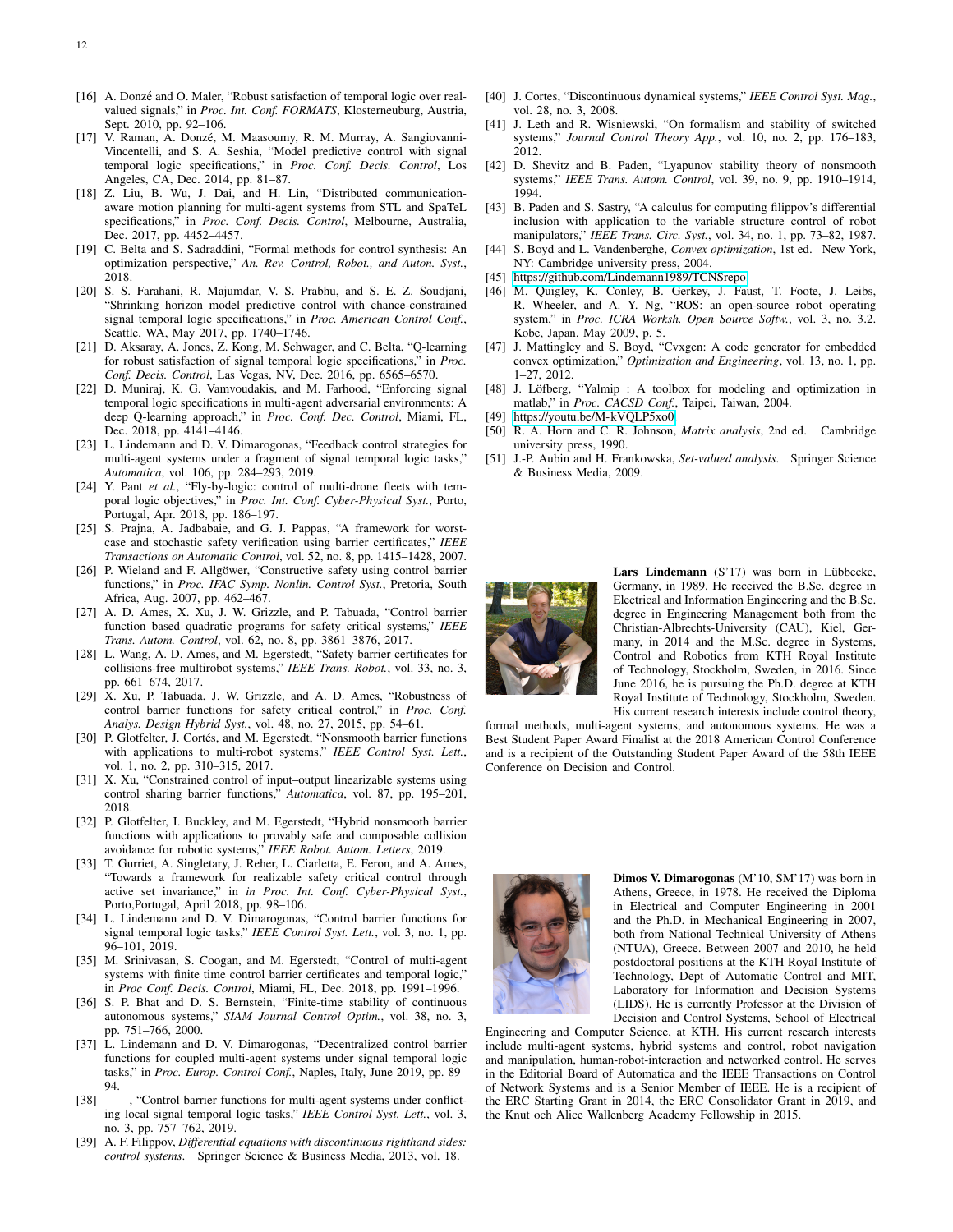[16] A. Donzé and O. Maler, "Robust satisfaction of temporal logic over real-valued signals," in *Proc. Int. Conf. FORMATS*, Klosterneuburg, Austria, Sept. 2010, pp. 92–106.

[17] V. Raman, A. Donzé, M. Maasoumy, R. M. Murray, A. Sangiovanni-Vincentelli, and S. A. Seshia, "Model predictive control with signal temporal logic specifications," in *Proc. Conf. Decis. Control*, Los Angeles, CA, Dec. 2014, pp. 81–87.

[18] Z. Liu, B. Wu, J. Dai, and H. Lin, "Distributed communication-aware motion planning for multi-agent systems from STL and SpaTeL specifications," in *Proc. Conf. Decis. Control*, Melbourne, Australia, Dec. 2017, pp. 4452–4457.

[19] C. Belta and S. Sadraddini, "Formal methods for control synthesis: An optimization perspective," *An. Rev. Control, Robot., and Auton. Syst.*, 2018.

[20] S. S. Farahani, R. Majumdar, V. S. Prabhu, and S. E. Z. Soudjani, "Shrinking horizon model predictive control with chance-constrained signal temporal logic specifications," in *Proc. American Control Conf.*, Seattle, WA, May 2017, pp. 1740–1746.

[21] D. Aksaray, A. Jones, Z. Kong, M. Schwager, and C. Belta, "Q-learning for robust satisfaction of signal temporal logic specifications," in *Proc. Conf. Decis. Control*, Las Vegas, NV, Dec. 2016, pp. 6565–6570.

[22] D. Muniraj, K. G. Vamvoudakis, and M. Farhood, "Enforcing signal temporal logic specifications in multi-agent adversarial environments: A deep Q-learning approach," in *Proc. Conf. Dec. Control*, Miami, FL, Dec. 2018, pp. 4141–4146.

[23] L. Lindemann and D. V. Dimarogonas, "Feedback control strategies for multi-agent systems under a fragment of signal temporal logic tasks," *Automatica*, vol. 106, pp. 284–293, 2019.

[24] Y. Pant *et al.*, "Fly-by-logic: control of multi-drone fleets with temporal logic objectives," in *Proc. Int. Conf. Cyber-Physical Syst.*, Porto, Portugal, Apr. 2018, pp. 186–197.

[25] S. Prajna, A. Jadbabaie, and G. J. Pappas, "A framework for worst-case and stochastic safety verification using barrier certificates," *IEEE Transactions on Automatic Control*, vol. 52, no. 8, pp. 1415–1428, 2007.

[26] P. Wieland and F. Allgöwer, "Constructive safety using control barrier functions," in *Proc. IFAC Symp. Nonlin. Control Syst.*, Pretoria, South Africa, Aug. 2007, pp. 462–467.

[27] A. D. Ames, X. Xu, J. W. Grizzle, and P. Tabuada, "Control barrier function based quadratic programs for safety critical systems," *IEEE Trans. Autom. Control*, vol. 62, no. 8, pp. 3861–3876, 2017.

[28] L. Wang, A. D. Ames, and M. Egerstedt, "Safety barrier certificates for collisions-free multirobot systems," *IEEE Trans. Robot.*, vol. 33, no. 3, pp. 661–674, 2017.

[29] X. Xu, P. Tabuada, J. W. Grizzle, and A. D. Ames, "Robustness of control barrier functions for safety critical control," in *Proc. Conf. Analys. Design Hybrid Syst.*, vol. 48, no. 27, 2015, pp. 54–61.

[30] P. Glotfelter, J. Cortés, and M. Egerstedt, "Nonsmooth barrier functions with applications to multi-robot systems," *IEEE Control Syst. Lett.*, vol. 1, no. 2, pp. 310–315, 2017.

[31] X. Xu, "Constrained control of input–output linearizable systems using control sharing barrier functions," *Automatica*, vol. 87, pp. 195–201, 2018.

[32] P. Glotfelter, I. Buckley, and M. Egerstedt, "Hybrid nonsmooth barrier functions with applications to provably safe and composable collision avoidance for robotic systems," *IEEE Robot. Autom. Letters*, 2019.

[33] T. Gurriet, A. Singletary, J. Reher, L. Ciarletta, E. Feron, and A. Ames, "Towards a framework for realizable safety critical control through active set invariance," in *in Proc. Int. Conf. Cyber-Physical Syst.*, Porto,Portugal, April 2018, pp. 98–106.

[34] L. Lindemann and D. V. Dimarogonas, "Control barrier functions for signal temporal logic tasks," *IEEE Control Syst. Lett.*, vol. 3, no. 1, pp. 96–101, 2019.

[35] M. Srinivasan, S. Coogan, and M. Egerstedt, "Control of multi-agent systems with finite time control barrier certificates and temporal logic," in *Proc Conf. Decis. Control*, Miami, FL, Dec. 2018, pp. 1991–1996.

[36] S. P. Bhat and D. S. Bernstein, "Finite-time stability of continuous autonomous systems," *SIAM Journal Control Optim.*, vol. 38, no. 3, pp. 751–766, 2000.

[37] L. Lindemann and D. V. Dimarogonas, "Decentralized control barrier functions for coupled multi-agent systems under signal temporal logic tasks," in *Proc. Europ. Control Conf.*, Naples, Italy, June 2019, pp. 89–94.

[38] ——, "Control barrier functions for multi-agent systems under conflicting local signal temporal logic tasks," *IEEE Control Syst. Lett.*, vol. 3, no. 3, pp. 757–762, 2019.

[39] A. F. Filippov, *Differential equations with discontinuous righthand sides: control systems*. Springer Science & Business Media, 2013, vol. 18.

[40] J. Cortes, "Discontinuous dynamical systems," *IEEE Control Syst. Mag.*, vol. 28, no. 3, 2008.

[41] J. Leth and R. Wisniewski, "On formalism and stability of switched systems," *Journal Control Theory App.*, vol. 10, no. 2, pp. 176–183, 2012.

[42] D. Shevitz and B. Paden, "Lyapunov stability theory of nonsmooth systems," *IEEE Trans. Autom. Control*, vol. 39, no. 9, pp. 1910–1914, 1994.

[43] B. Paden and S. Sastry, "A calculus for computing filippov's differential inclusion with application to the variable structure control of robot manipulators," *IEEE Trans. Circ. Syst.*, vol. 34, no. 1, pp. 73–82, 1987.

[44] S. Boyd and L. Vandenberghe, *Convex optimization*, 1st ed. New York, NY: Cambridge university press, 2004.

[45] https://github.com/Lindemann1989/TCNSrepo

[46] M. Quigley, K. Conley, B. Gerkey, J. Faust, T. Foote, J. Leibs, R. Wheeler, and A. Y. Ng, "ROS: an open-source robot operating system," in *Proc. ICRA Worksh. Open Source Softw.*, vol. 3, no. 3.2. Kobe, Japan, May 2009, p. 5.

[47] J. Mattingley and S. Boyd, "Cvxgen: A code generator for embedded convex optimization," *Optimization and Engineering*, vol. 13, no. 1, pp. 1–27, 2012.

[48] J. Löfberg, "Yalmip : A toolbox for modeling and optimization in matlab," in *Proc. CACSD Conf.*, Taipei, Taiwan, 2004.

[49] https://youtu.be/M-kVQLP5xo0

[50] R. A. Horn and C. R. Johnson, *Matrix analysis*, 2nd ed. Cambridge university press, 1990.

[51] J.-P. Aubin and H. Frankowska, *Set-valued analysis*. Springer Science & Business Media, 2009.

**Lars Lindemann** (S'17) was born in Lübbecke, Germany, in 1989. He received the B.Sc. degree in Electrical and Information Engineering and the B.Sc. degree in Engineering Management both from the Christian-Albrechts-University (CAU), Kiel, Germany, in 2014 and the M.Sc. degree in Systems, Control and Robotics from KTH Royal Institute of Technology, Stockholm, Sweden, in 2016. Since June 2016, he is pursuing the Ph.D. degree at KTH Royal Institute of Technology, Stockholm, Sweden. His current research interests include control theory, formal methods, multi-agent systems, and autonomous systems. He was a Best Student Paper Award Finalist at the 2018 American Control Conference and is a recipient of the Outstanding Student Paper Award of the 58th IEEE Conference on Decision and Control.

**Dimos V. Dimarogonas** (M'10, SM'17) was born in Athens, Greece, in 1978. He received the Diploma in Electrical and Computer Engineering in 2001 and the Ph.D. in Mechanical Engineering in 2007, both from National Technical University of Athens (NTUA), Greece. Between 2007 and 2010, he held postdoctoral positions at the KTH Royal Institute of Technology, Dept of Automatic Control and MIT, Laboratory for Information and Decision Systems (LIDS). He is currently Professor at the Division of Decision and Control Systems, School of Electrical Engineering and Computer Science, at KTH. His current research interests include multi-agent systems, hybrid systems and control, robot navigation and manipulation, human-robot-interaction and networked control. He serves in the Editorial Board of Automatica and the IEEE Transactions on Control of Network Systems and is a Senior Member of IEEE. He is a recipient of the ERC Starting Grant in 2014, the ERC Consolidator Grant in 2019, and the Knut och Alice Wallenberg Academy Fellowship in 2015.